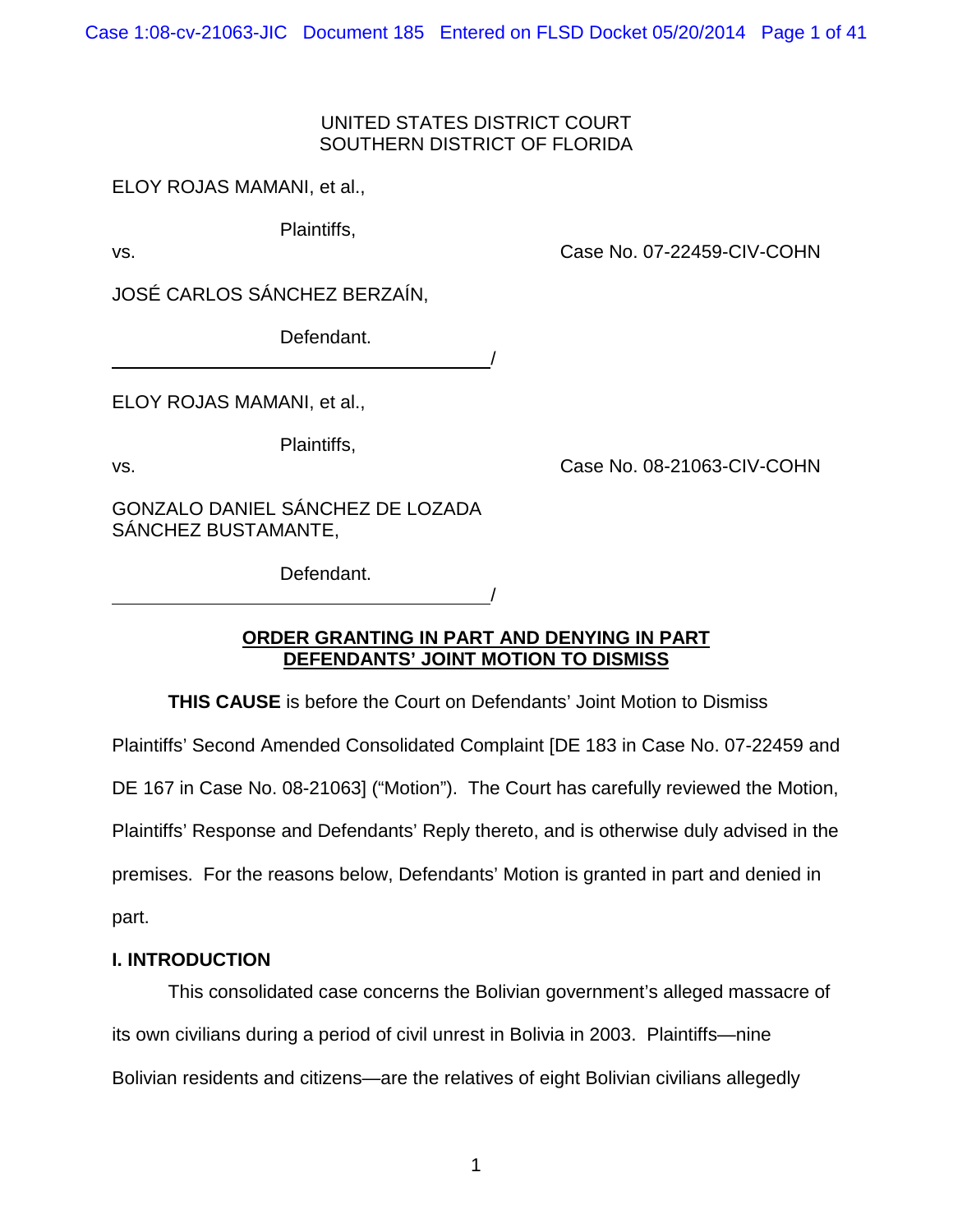UNITED STATES DISTRICT COURT
SOUTHERN DISTRICT OF FLORIDA

ELOY ROJAS MAMANI, et al.,

Plaintiffs,

vs. Case No. 07-22459-CIV-COHN

JOSÉ CARLOS SÁNCHEZ BERZAÍN,

Defendant.
_______________________________________/

ELOY ROJAS MAMANI, et al.,

Plaintiffs,

vs. Case No. 08-21063-CIV-COHN

GONZALO DANIEL SÁNCHEZ DE LOZADA SÁNCHEZ BUSTAMANTE,

Defendant.
_______________________________________/

**ORDER GRANTING IN PART AND DENYING IN PART DEFENDANTS' JOINT MOTION TO DISMISS**

**THIS CAUSE** is before the Court on Defendants' Joint Motion to Dismiss Plaintiffs' Second Amended Consolidated Complaint [DE 183 in Case No. 07-22459 and DE 167 in Case No. 08-21063] ("Motion"). The Court has carefully reviewed the Motion, Plaintiffs' Response and Defendants' Reply thereto, and is otherwise duly advised in the premises. For the reasons below, Defendants' Motion is granted in part and denied in part.

## I. INTRODUCTION

This consolidated case concerns the Bolivian government's alleged massacre of its own civilians during a period of civil unrest in Bolivia in 2003. Plaintiffs—nine Bolivian residents and citizens—are the relatives of eight Bolivian civilians allegedly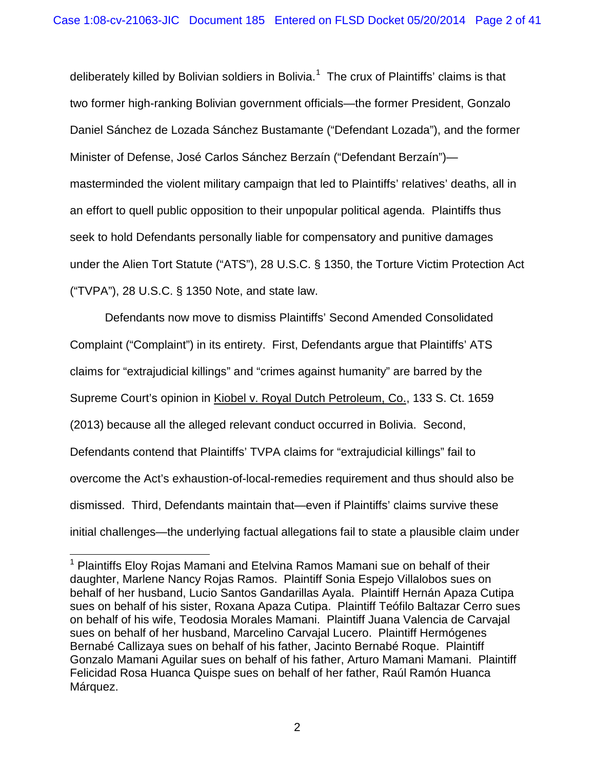deliberately killed by Bolivian soldiers in Bolivia.[1] The crux of Plaintiffs' claims is that two former high-ranking Bolivian government officials—the former President, Gonzalo Daniel Sánchez de Lozada Sánchez Bustamante ("Defendant Lozada"), and the former Minister of Defense, José Carlos Sánchez Berzaín ("Defendant Berzaín")—masterminded the violent military campaign that led to Plaintiffs' relatives' deaths, all in an effort to quell public opposition to their unpopular political agenda. Plaintiffs thus seek to hold Defendants personally liable for compensatory and punitive damages under the Alien Tort Statute ("ATS"), 28 U.S.C. § 1350, the Torture Victim Protection Act ("TVPA"), 28 U.S.C. § 1350 Note, and state law.

Defendants now move to dismiss Plaintiffs' Second Amended Consolidated Complaint ("Complaint") in its entirety. First, Defendants argue that Plaintiffs' ATS claims for "extrajudicial killings" and "crimes against humanity" are barred by the Supreme Court's opinion in Kiobel v. Royal Dutch Petroleum, Co., 133 S. Ct. 1659 (2013) because all the alleged relevant conduct occurred in Bolivia. Second, Defendants contend that Plaintiffs' TVPA claims for "extrajudicial killings" fail to overcome the Act's exhaustion-of-local-remedies requirement and thus should also be dismissed. Third, Defendants maintain that—even if Plaintiffs' claims survive these initial challenges—the underlying factual allegations fail to state a plausible claim under

---

[1] Plaintiffs Eloy Rojas Mamani and Etelvina Ramos Mamani sue on behalf of their daughter, Marlene Nancy Rojas Ramos. Plaintiff Sonia Espejo Villalobos sues on behalf of her husband, Lucio Santos Gandarillas Ayala. Plaintiff Hernán Apaza Cutipa sues on behalf of his sister, Roxana Apaza Cutipa. Plaintiff Teófilo Baltazar Cerro sues on behalf of his wife, Teodosia Morales Mamani. Plaintiff Juana Valencia de Carvajal sues on behalf of her husband, Marcelino Carvajal Lucero. Plaintiff Hermógenes Bernabé Callizaya sues on behalf of his father, Jacinto Bernabé Roque. Plaintiff Gonzalo Mamani Aguilar sues on behalf of his father, Arturo Mamani Mamani. Plaintiff Felicidad Rosa Huanca Quispe sues on behalf of her father, Raúl Ramón Huanca Márquez.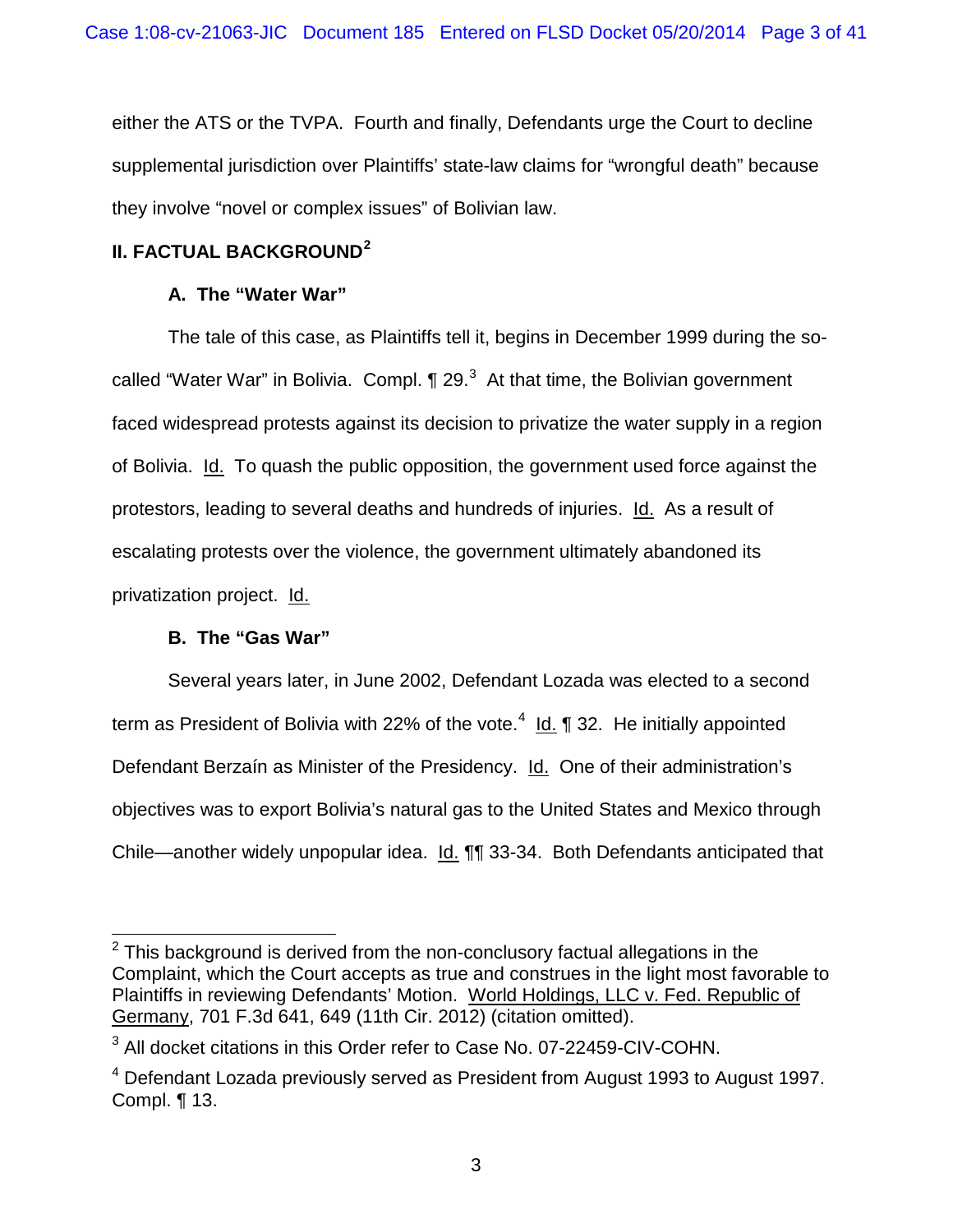either the ATS or the TVPA. Fourth and finally, Defendants urge the Court to decline supplemental jurisdiction over Plaintiffs' state-law claims for "wrongful death" because they involve "novel or complex issues" of Bolivian law.

## II. FACTUAL BACKGROUND[2]

### A. The "Water War"

The tale of this case, as Plaintiffs tell it, begins in December 1999 during the so-called "Water War" in Bolivia. Compl. ¶ 29.[3] At that time, the Bolivian government faced widespread protests against its decision to privatize the water supply in a region of Bolivia. Id. To quash the public opposition, the government used force against the protestors, leading to several deaths and hundreds of injuries. Id. As a result of escalating protests over the violence, the government ultimately abandoned its privatization project. Id.

### B. The "Gas War"

Several years later, in June 2002, Defendant Lozada was elected to a second term as President of Bolivia with 22% of the vote.[4] Id. ¶ 32. He initially appointed Defendant Berzaín as Minister of the Presidency. Id. One of their administration's objectives was to export Bolivia's natural gas to the United States and Mexico through Chile—another widely unpopular idea. Id. ¶¶ 33-34. Both Defendants anticipated that

---

[2] This background is derived from the non-conclusory factual allegations in the Complaint, which the Court accepts as true and construes in the light most favorable to Plaintiffs in reviewing Defendants' Motion. World Holdings, LLC v. Fed. Republic of Germany, 701 F.3d 641, 649 (11th Cir. 2012) (citation omitted).

[3] All docket citations in this Order refer to Case No. 07-22459-CIV-COHN.

[4] Defendant Lozada previously served as President from August 1993 to August 1997. Compl. ¶ 13.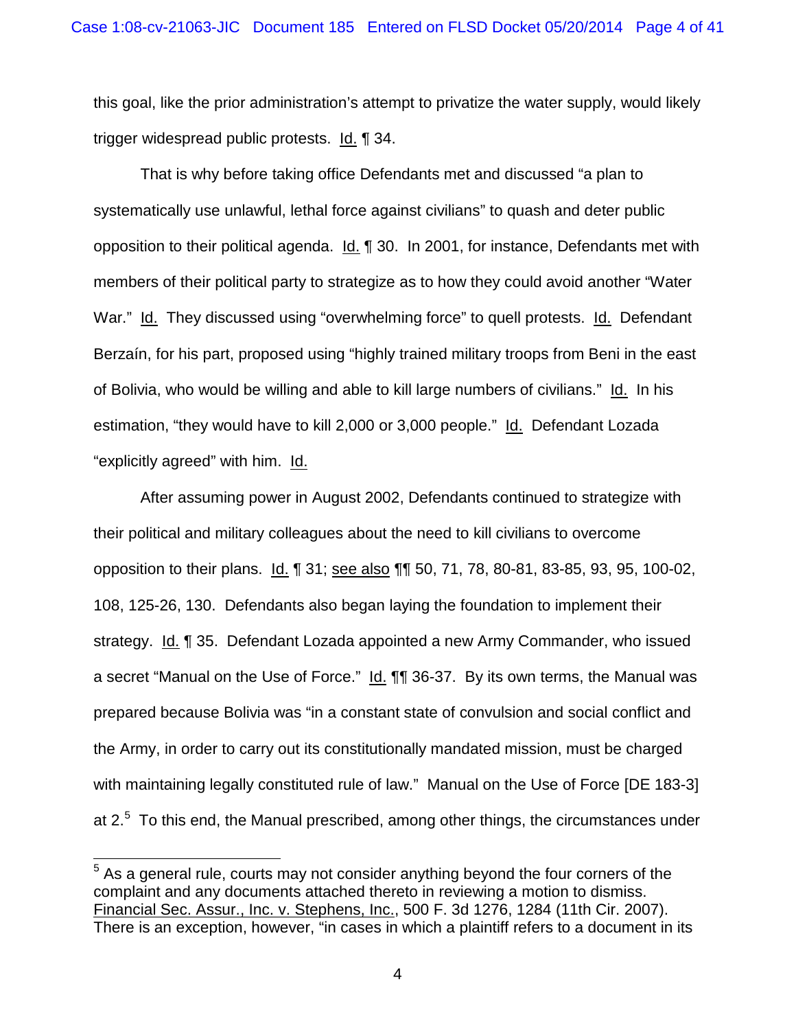this goal, like the prior administration's attempt to privatize the water supply, would likely trigger widespread public protests. Id. ¶ 34.

That is why before taking office Defendants met and discussed "a plan to systematically use unlawful, lethal force against civilians" to quash and deter public opposition to their political agenda. Id. ¶ 30. In 2001, for instance, Defendants met with members of their political party to strategize as to how they could avoid another "Water War." Id. They discussed using "overwhelming force" to quell protests. Id. Defendant Berzaín, for his part, proposed using "highly trained military troops from Beni in the east of Bolivia, who would be willing and able to kill large numbers of civilians." Id. In his estimation, "they would have to kill 2,000 or 3,000 people." Id. Defendant Lozada "explicitly agreed" with him. Id.

After assuming power in August 2002, Defendants continued to strategize with their political and military colleagues about the need to kill civilians to overcome opposition to their plans. Id. ¶ 31; see also ¶¶ 50, 71, 78, 80-81, 83-85, 93, 95, 100-02, 108, 125-26, 130. Defendants also began laying the foundation to implement their strategy. Id. ¶ 35. Defendant Lozada appointed a new Army Commander, who issued a secret "Manual on the Use of Force." Id. ¶¶ 36-37. By its own terms, the Manual was prepared because Bolivia was "in a constant state of convulsion and social conflict and the Army, in order to carry out its constitutionally mandated mission, must be charged with maintaining legally constituted rule of law." Manual on the Use of Force [DE 183-3] at 2.[5] To this end, the Manual prescribed, among other things, the circumstances under

---

[5] As a general rule, courts may not consider anything beyond the four corners of the complaint and any documents attached thereto in reviewing a motion to dismiss. Financial Sec. Assur., Inc. v. Stephens, Inc., 500 F. 3d 1276, 1284 (11th Cir. 2007). There is an exception, however, "in cases in which a plaintiff refers to a document in its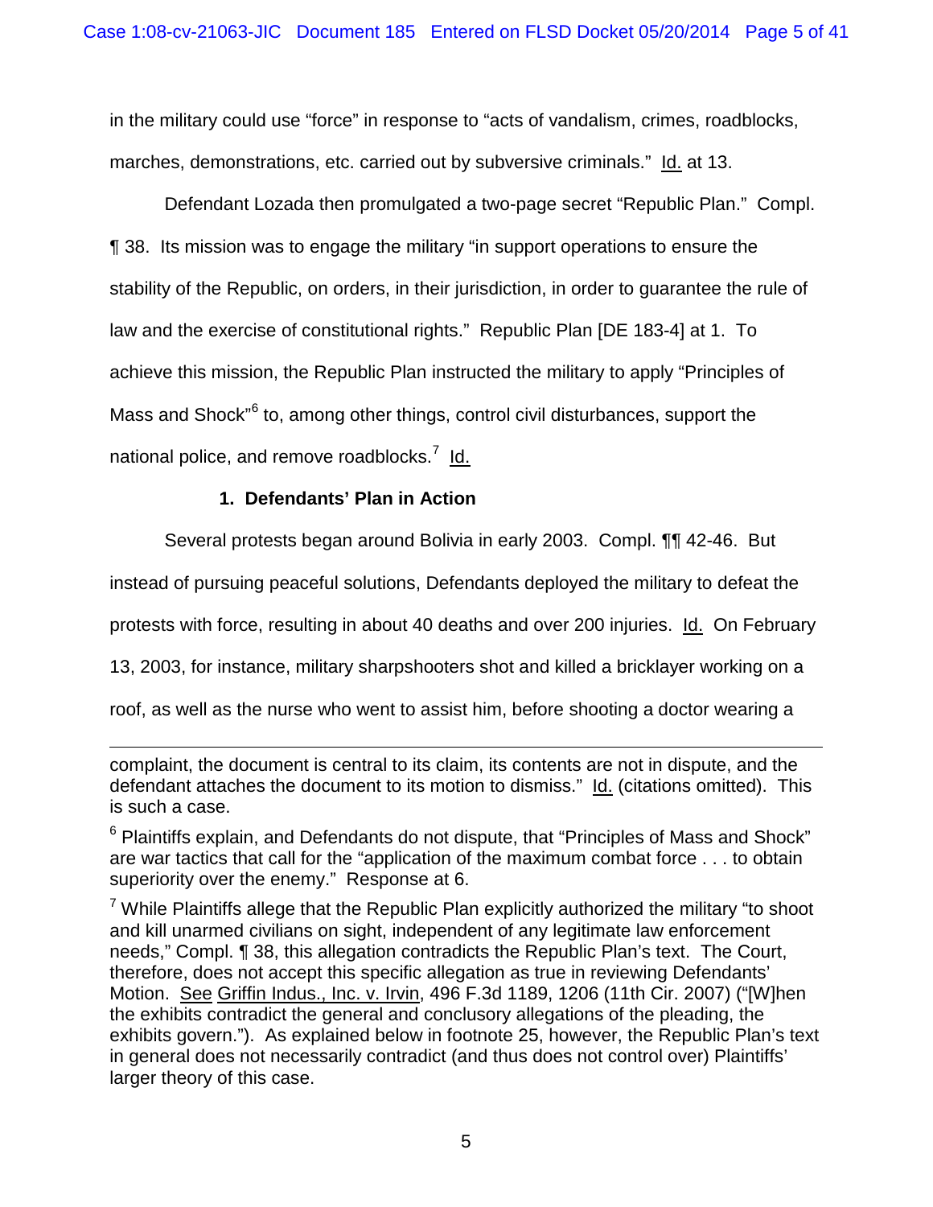in the military could use "force" in response to "acts of vandalism, crimes, roadblocks, marches, demonstrations, etc. carried out by subversive criminals." Id. at 13.

Defendant Lozada then promulgated a two-page secret "Republic Plan." Compl. ¶ 38. Its mission was to engage the military "in support operations to ensure the stability of the Republic, on orders, in their jurisdiction, in order to guarantee the rule of law and the exercise of constitutional rights." Republic Plan [DE 183-4] at 1. To achieve this mission, the Republic Plan instructed the military to apply "Principles of Mass and Shock"[6] to, among other things, control civil disturbances, support the national police, and remove roadblocks.[7] Id.

### 1. Defendants' Plan in Action

Several protests began around Bolivia in early 2003. Compl. ¶¶ 42-46. But instead of pursuing peaceful solutions, Defendants deployed the military to defeat the protests with force, resulting in about 40 deaths and over 200 injuries. Id. On February 13, 2003, for instance, military sharpshooters shot and killed a bricklayer working on a roof, as well as the nurse who went to assist him, before shooting a doctor wearing a

---

complaint, the document is central to its claim, its contents are not in dispute, and the defendant attaches the document to its motion to dismiss." Id. (citations omitted). This is such a case.

[6] Plaintiffs explain, and Defendants do not dispute, that "Principles of Mass and Shock" are war tactics that call for the "application of the maximum combat force . . . to obtain superiority over the enemy." Response at 6.

[7] While Plaintiffs allege that the Republic Plan explicitly authorized the military "to shoot and kill unarmed civilians on sight, independent of any legitimate law enforcement needs," Compl. ¶ 38, this allegation contradicts the Republic Plan's text. The Court, therefore, does not accept this specific allegation as true in reviewing Defendants' Motion. See Griffin Indus., Inc. v. Irvin, 496 F.3d 1189, 1206 (11th Cir. 2007) ("[W]hen the exhibits contradict the general and conclusory allegations of the pleading, the exhibits govern."). As explained below in footnote 25, however, the Republic Plan's text in general does not necessarily contradict (and thus does not control over) Plaintiffs' larger theory of this case.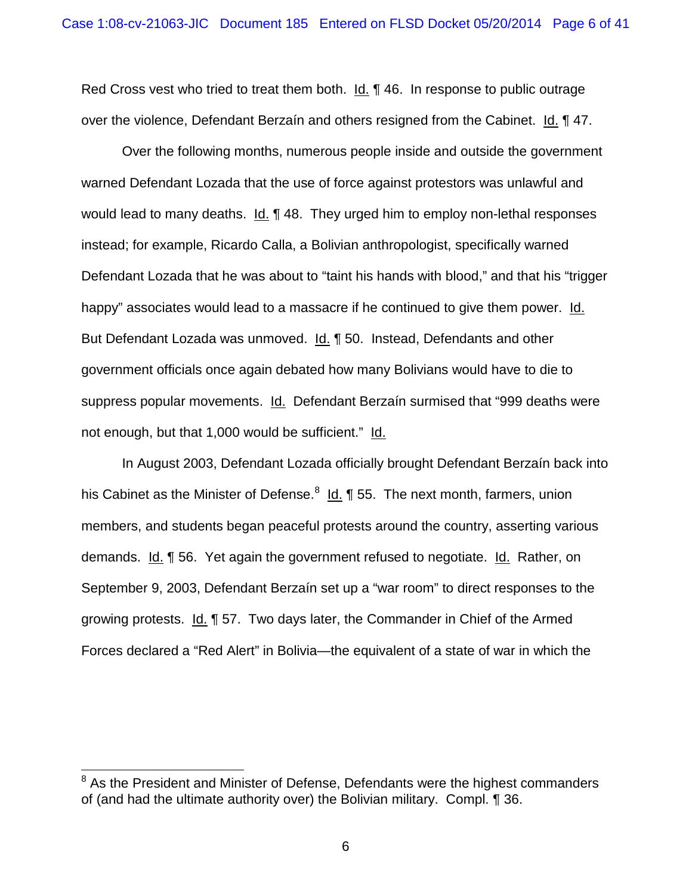Red Cross vest who tried to treat them both. Id. ¶ 46. In response to public outrage over the violence, Defendant Berzaín and others resigned from the Cabinet. Id. ¶ 47.

Over the following months, numerous people inside and outside the government warned Defendant Lozada that the use of force against protestors was unlawful and would lead to many deaths. Id. ¶ 48. They urged him to employ non-lethal responses instead; for example, Ricardo Calla, a Bolivian anthropologist, specifically warned Defendant Lozada that he was about to "taint his hands with blood," and that his "trigger happy" associates would lead to a massacre if he continued to give them power. Id. But Defendant Lozada was unmoved. Id. ¶ 50. Instead, Defendants and other government officials once again debated how many Bolivians would have to die to suppress popular movements. Id. Defendant Berzaín surmised that "999 deaths were not enough, but that 1,000 would be sufficient." Id.

In August 2003, Defendant Lozada officially brought Defendant Berzaín back into his Cabinet as the Minister of Defense.[8] Id. ¶ 55. The next month, farmers, union members, and students began peaceful protests around the country, asserting various demands. Id. ¶ 56. Yet again the government refused to negotiate. Id. Rather, on September 9, 2003, Defendant Berzaín set up a "war room" to direct responses to the growing protests. Id. ¶ 57. Two days later, the Commander in Chief of the Armed Forces declared a "Red Alert" in Bolivia—the equivalent of a state of war in which the

[8] As the President and Minister of Defense, Defendants were the highest commanders of (and had the ultimate authority over) the Bolivian military. Compl. ¶ 36.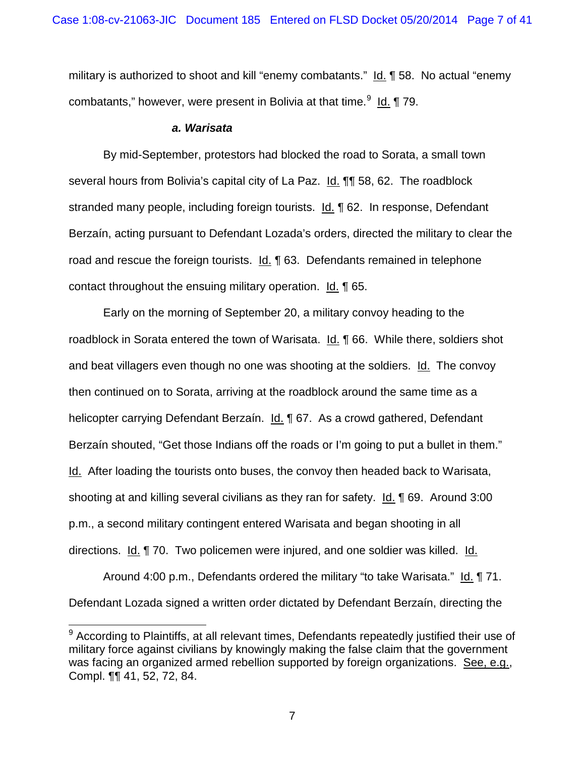military is authorized to shoot and kill "enemy combatants." Id. ¶ 58. No actual "enemy combatants," however, were present in Bolivia at that time.[9] Id. ¶ 79.

***a. Warisata***

By mid-September, protestors had blocked the road to Sorata, a small town several hours from Bolivia's capital city of La Paz. Id. ¶¶ 58, 62. The roadblock stranded many people, including foreign tourists. Id. ¶ 62. In response, Defendant Berzaín, acting pursuant to Defendant Lozada's orders, directed the military to clear the road and rescue the foreign tourists. Id. ¶ 63. Defendants remained in telephone contact throughout the ensuing military operation. Id. ¶ 65.

Early on the morning of September 20, a military convoy heading to the roadblock in Sorata entered the town of Warisata. Id. ¶ 66. While there, soldiers shot and beat villagers even though no one was shooting at the soldiers. Id. The convoy then continued on to Sorata, arriving at the roadblock around the same time as a helicopter carrying Defendant Berzaín. Id. ¶ 67. As a crowd gathered, Defendant Berzaín shouted, "Get those Indians off the roads or I'm going to put a bullet in them." Id. After loading the tourists onto buses, the convoy then headed back to Warisata, shooting at and killing several civilians as they ran for safety. Id. ¶ 69. Around 3:00 p.m., a second military contingent entered Warisata and began shooting in all directions. Id. ¶ 70. Two policemen were injured, and one soldier was killed. Id.

Around 4:00 p.m., Defendants ordered the military "to take Warisata." Id. ¶ 71. Defendant Lozada signed a written order dictated by Defendant Berzaín, directing the

---

[9] According to Plaintiffs, at all relevant times, Defendants repeatedly justified their use of military force against civilians by knowingly making the false claim that the government was facing an organized armed rebellion supported by foreign organizations. See, e.g., Compl. ¶¶ 41, 52, 72, 84.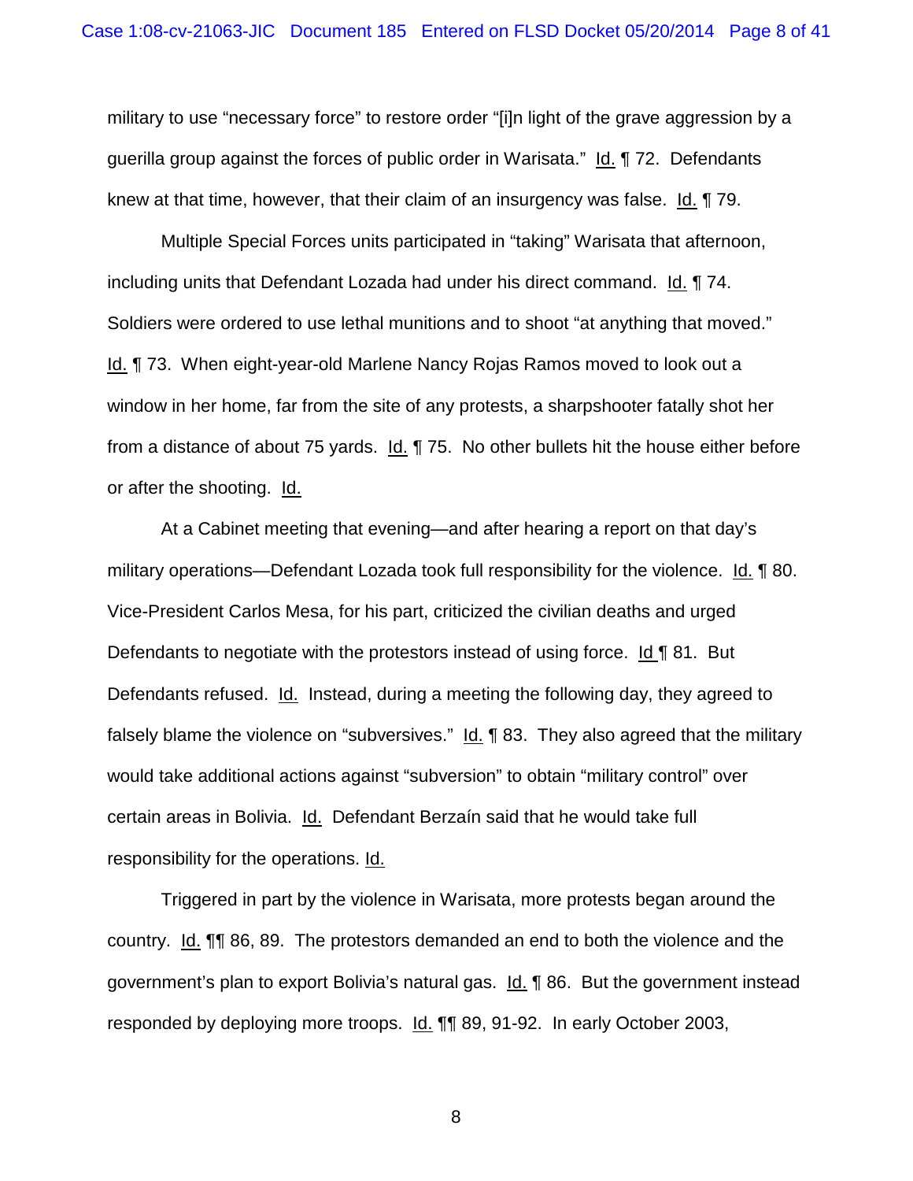military to use "necessary force" to restore order "[i]n light of the grave aggression by a guerilla group against the forces of public order in Warisata." Id. ¶ 72. Defendants knew at that time, however, that their claim of an insurgency was false. Id. ¶ 79.

Multiple Special Forces units participated in "taking" Warisata that afternoon, including units that Defendant Lozada had under his direct command. Id. ¶ 74. Soldiers were ordered to use lethal munitions and to shoot "at anything that moved." Id. ¶ 73. When eight-year-old Marlene Nancy Rojas Ramos moved to look out a window in her home, far from the site of any protests, a sharpshooter fatally shot her from a distance of about 75 yards. Id. ¶ 75. No other bullets hit the house either before or after the shooting. Id.

At a Cabinet meeting that evening—and after hearing a report on that day's military operations—Defendant Lozada took full responsibility for the violence. Id. ¶ 80. Vice-President Carlos Mesa, for his part, criticized the civilian deaths and urged Defendants to negotiate with the protestors instead of using force. Id ¶ 81. But Defendants refused. Id. Instead, during a meeting the following day, they agreed to falsely blame the violence on "subversives." Id. ¶ 83. They also agreed that the military would take additional actions against "subversion" to obtain "military control" over certain areas in Bolivia. Id. Defendant Berzaín said that he would take full responsibility for the operations. Id.

Triggered in part by the violence in Warisata, more protests began around the country. Id. ¶¶ 86, 89. The protestors demanded an end to both the violence and the government's plan to export Bolivia's natural gas. Id. ¶ 86. But the government instead responded by deploying more troops. Id. ¶¶ 89, 91-92. In early October 2003,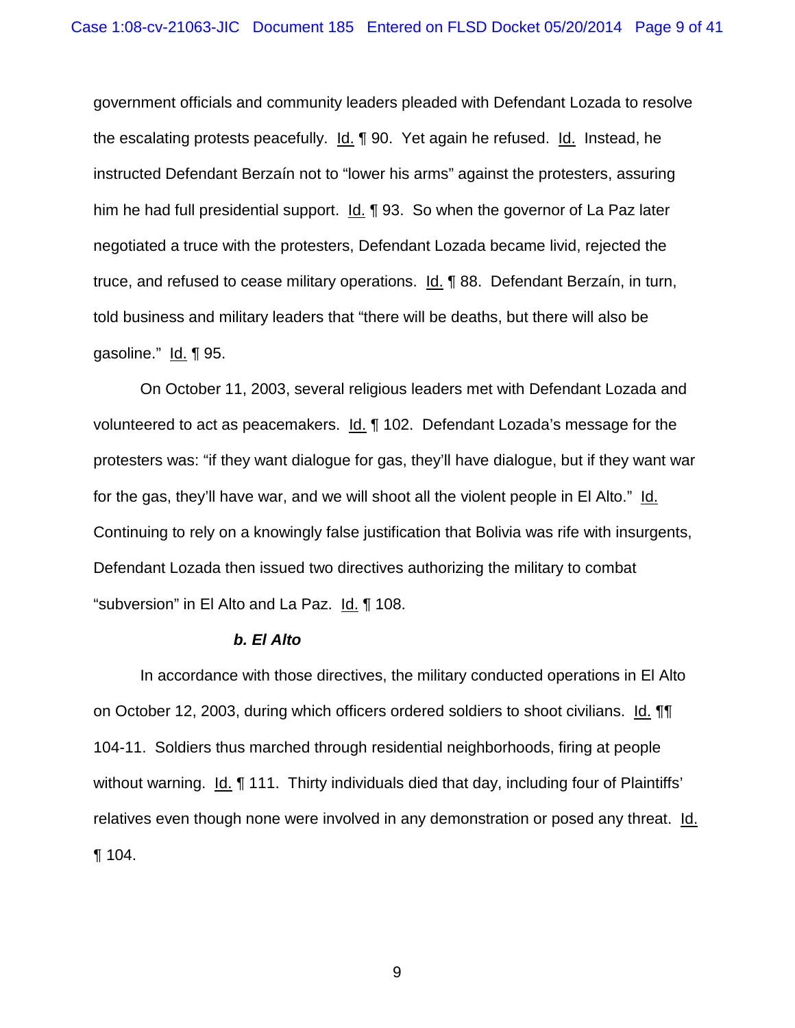government officials and community leaders pleaded with Defendant Lozada to resolve the escalating protests peacefully. Id. ¶ 90. Yet again he refused. Id. Instead, he instructed Defendant Berzaín not to "lower his arms" against the protesters, assuring him he had full presidential support. Id. ¶ 93. So when the governor of La Paz later negotiated a truce with the protesters, Defendant Lozada became livid, rejected the truce, and refused to cease military operations. Id. ¶ 88. Defendant Berzaín, in turn, told business and military leaders that "there will be deaths, but there will also be gasoline." Id. ¶ 95.

On October 11, 2003, several religious leaders met with Defendant Lozada and volunteered to act as peacemakers. Id. ¶ 102. Defendant Lozada's message for the protesters was: "if they want dialogue for gas, they'll have dialogue, but if they want war for the gas, they'll have war, and we will shoot all the violent people in El Alto." Id. Continuing to rely on a knowingly false justification that Bolivia was rife with insurgents, Defendant Lozada then issued two directives authorizing the military to combat "subversion" in El Alto and La Paz. Id. ¶ 108.

***b. El Alto***

In accordance with those directives, the military conducted operations in El Alto on October 12, 2003, during which officers ordered soldiers to shoot civilians. Id. ¶¶ 104-11. Soldiers thus marched through residential neighborhoods, firing at people without warning. Id. ¶ 111. Thirty individuals died that day, including four of Plaintiffs' relatives even though none were involved in any demonstration or posed any threat. Id. ¶ 104.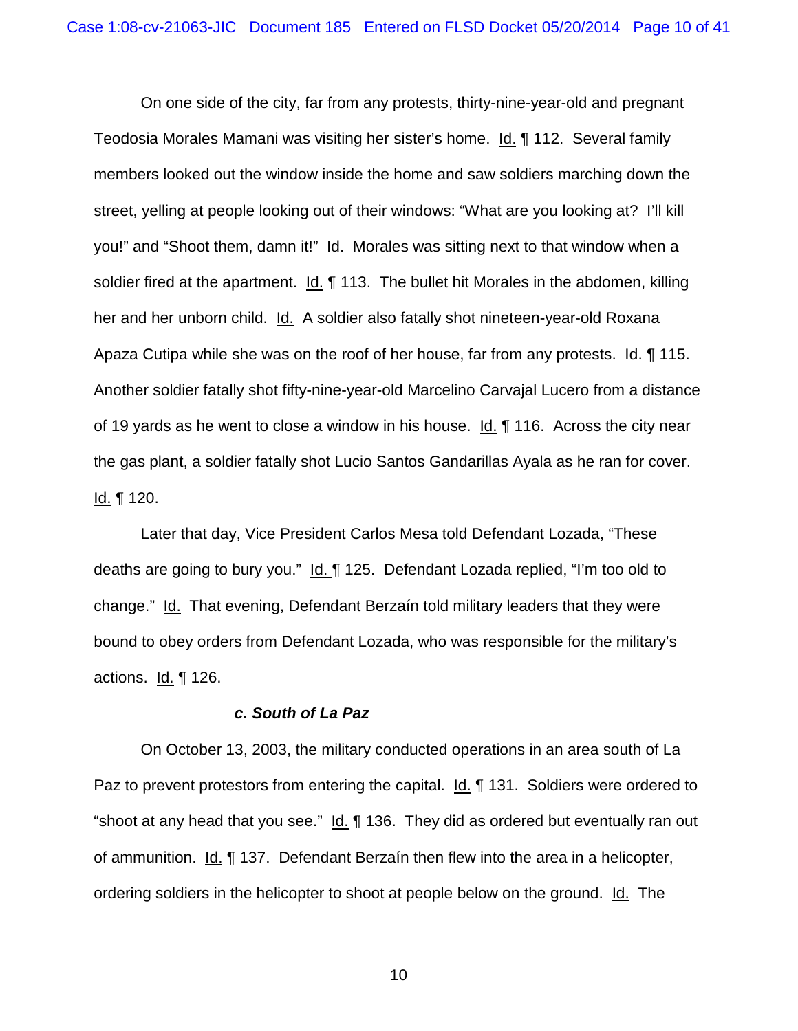On one side of the city, far from any protests, thirty-nine-year-old and pregnant Teodosia Morales Mamani was visiting her sister's home. Id. ¶ 112. Several family members looked out the window inside the home and saw soldiers marching down the street, yelling at people looking out of their windows: "What are you looking at? I'll kill you!" and "Shoot them, damn it!" Id. Morales was sitting next to that window when a soldier fired at the apartment. Id. ¶ 113. The bullet hit Morales in the abdomen, killing her and her unborn child. Id. A soldier also fatally shot nineteen-year-old Roxana Apaza Cutipa while she was on the roof of her house, far from any protests. Id. ¶ 115. Another soldier fatally shot fifty-nine-year-old Marcelino Carvajal Lucero from a distance of 19 yards as he went to close a window in his house. Id. ¶ 116. Across the city near the gas plant, a soldier fatally shot Lucio Santos Gandarillas Ayala as he ran for cover. Id. ¶ 120.

Later that day, Vice President Carlos Mesa told Defendant Lozada, "These deaths are going to bury you." Id. ¶ 125. Defendant Lozada replied, "I'm too old to change." Id. That evening, Defendant Berzaín told military leaders that they were bound to obey orders from Defendant Lozada, who was responsible for the military's actions. Id. ¶ 126.

#### *c. South of La Paz*

On October 13, 2003, the military conducted operations in an area south of La Paz to prevent protestors from entering the capital. Id. ¶ 131. Soldiers were ordered to "shoot at any head that you see." Id. ¶ 136. They did as ordered but eventually ran out of ammunition. Id. ¶ 137. Defendant Berzaín then flew into the area in a helicopter, ordering soldiers in the helicopter to shoot at people below on the ground. Id. The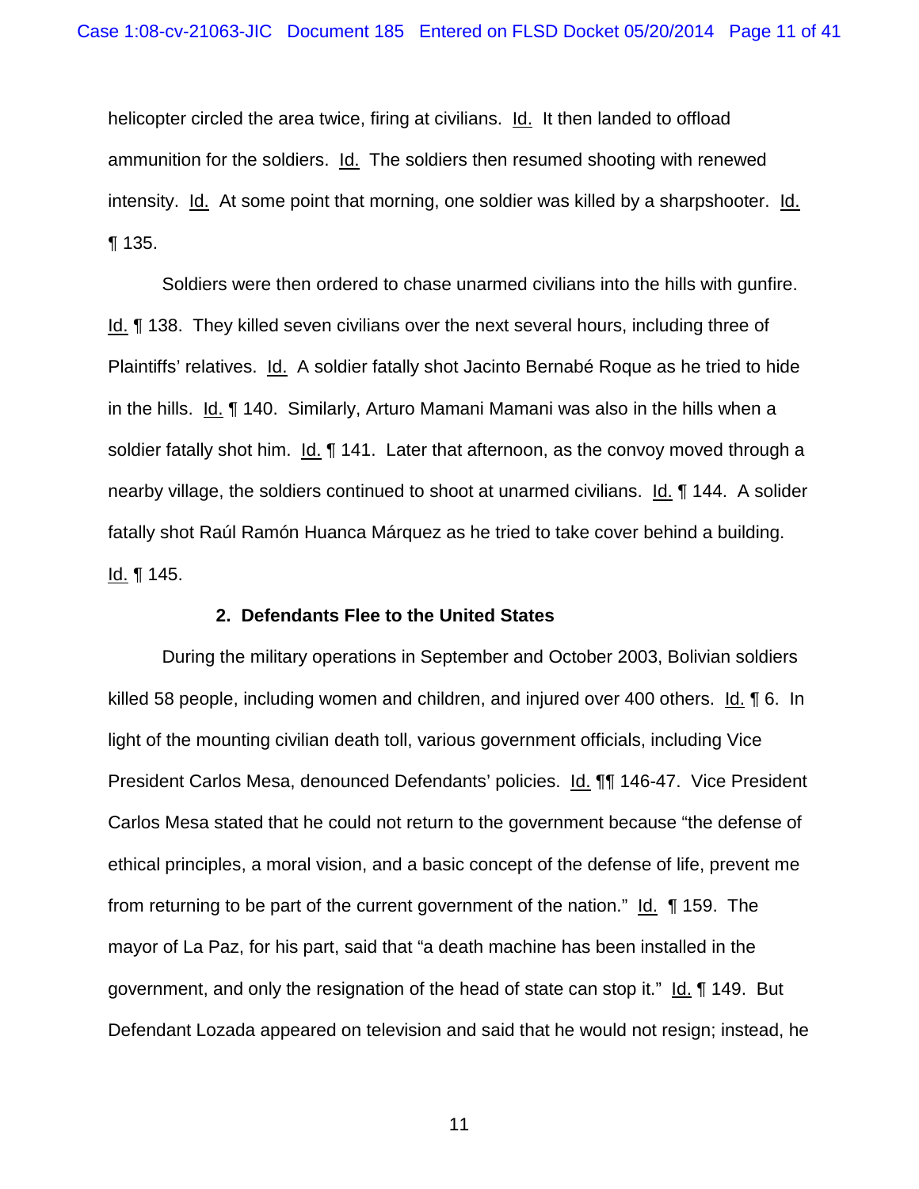helicopter circled the area twice, firing at civilians. Id. It then landed to offload ammunition for the soldiers. Id. The soldiers then resumed shooting with renewed intensity. Id. At some point that morning, one soldier was killed by a sharpshooter. Id. ¶ 135.

Soldiers were then ordered to chase unarmed civilians into the hills with gunfire. Id. ¶ 138. They killed seven civilians over the next several hours, including three of Plaintiffs' relatives. Id. A soldier fatally shot Jacinto Bernabé Roque as he tried to hide in the hills. Id. ¶ 140. Similarly, Arturo Mamani Mamani was also in the hills when a soldier fatally shot him. Id. ¶ 141. Later that afternoon, as the convoy moved through a nearby village, the soldiers continued to shoot at unarmed civilians. Id. ¶ 144. A solider fatally shot Raúl Ramón Huanca Márquez as he tried to take cover behind a building. Id. ¶ 145.

**2. Defendants Flee to the United States**

During the military operations in September and October 2003, Bolivian soldiers killed 58 people, including women and children, and injured over 400 others. Id. ¶ 6. In light of the mounting civilian death toll, various government officials, including Vice President Carlos Mesa, denounced Defendants' policies. Id. ¶¶ 146-47. Vice President Carlos Mesa stated that he could not return to the government because "the defense of ethical principles, a moral vision, and a basic concept of the defense of life, prevent me from returning to be part of the current government of the nation." Id. ¶ 159. The mayor of La Paz, for his part, said that "a death machine has been installed in the government, and only the resignation of the head of state can stop it." Id. ¶ 149. But Defendant Lozada appeared on television and said that he would not resign; instead, he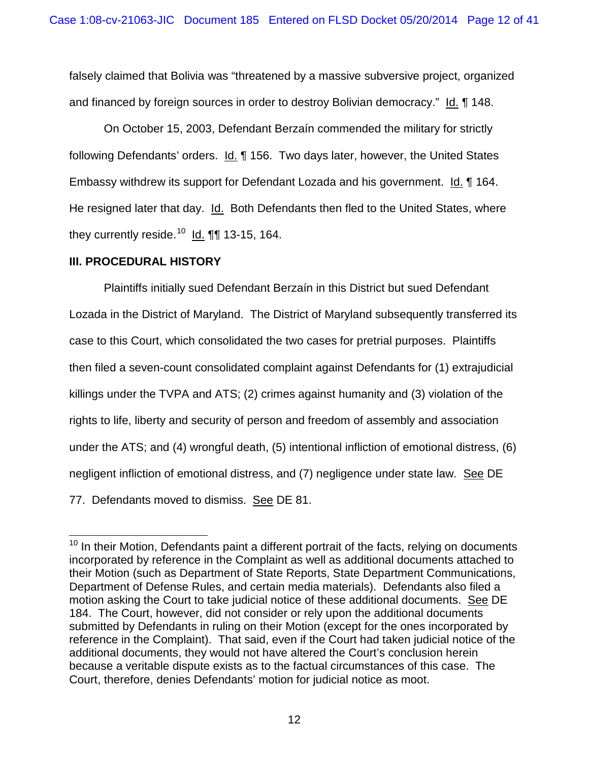falsely claimed that Bolivia was "threatened by a massive subversive project, organized and financed by foreign sources in order to destroy Bolivian democracy." Id. ¶ 148.

On October 15, 2003, Defendant Berzaín commended the military for strictly following Defendants' orders. Id. ¶ 156. Two days later, however, the United States Embassy withdrew its support for Defendant Lozada and his government. Id. ¶ 164. He resigned later that day. Id. Both Defendants then fled to the United States, where they currently reside.[10] Id. ¶¶ 13-15, 164.

**III. PROCEDURAL HISTORY**

Plaintiffs initially sued Defendant Berzaín in this District but sued Defendant Lozada in the District of Maryland. The District of Maryland subsequently transferred its case to this Court, which consolidated the two cases for pretrial purposes. Plaintiffs then filed a seven-count consolidated complaint against Defendants for (1) extrajudicial killings under the TVPA and ATS; (2) crimes against humanity and (3) violation of the rights to life, liberty and security of person and freedom of assembly and association under the ATS; and (4) wrongful death, (5) intentional infliction of emotional distress, (6) negligent infliction of emotional distress, and (7) negligence under state law. See DE 77. Defendants moved to dismiss. See DE 81.

---

[10] In their Motion, Defendants paint a different portrait of the facts, relying on documents incorporated by reference in the Complaint as well as additional documents attached to their Motion (such as Department of State Reports, State Department Communications, Department of Defense Rules, and certain media materials). Defendants also filed a motion asking the Court to take judicial notice of these additional documents. See DE 184. The Court, however, did not consider or rely upon the additional documents submitted by Defendants in ruling on their Motion (except for the ones incorporated by reference in the Complaint). That said, even if the Court had taken judicial notice of the additional documents, they would not have altered the Court's conclusion herein because a veritable dispute exists as to the factual circumstances of this case. The Court, therefore, denies Defendants' motion for judicial notice as moot.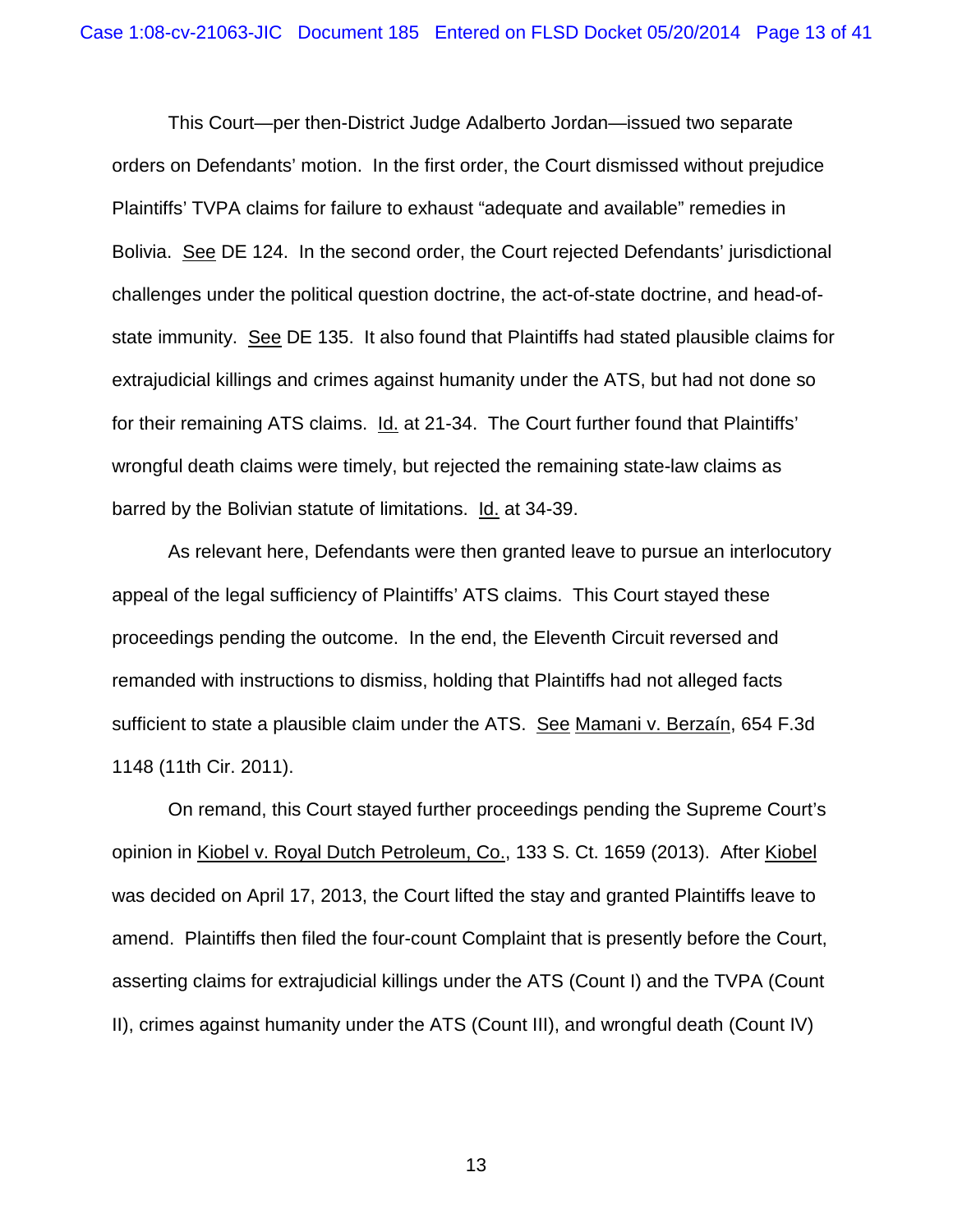This Court—per then-District Judge Adalberto Jordan—issued two separate orders on Defendants' motion. In the first order, the Court dismissed without prejudice Plaintiffs' TVPA claims for failure to exhaust "adequate and available" remedies in Bolivia. See DE 124. In the second order, the Court rejected Defendants' jurisdictional challenges under the political question doctrine, the act-of-state doctrine, and head-of-state immunity. See DE 135. It also found that Plaintiffs had stated plausible claims for extrajudicial killings and crimes against humanity under the ATS, but had not done so for their remaining ATS claims. Id. at 21-34. The Court further found that Plaintiffs' wrongful death claims were timely, but rejected the remaining state-law claims as barred by the Bolivian statute of limitations. Id. at 34-39.

As relevant here, Defendants were then granted leave to pursue an interlocutory appeal of the legal sufficiency of Plaintiffs' ATS claims. This Court stayed these proceedings pending the outcome. In the end, the Eleventh Circuit reversed and remanded with instructions to dismiss, holding that Plaintiffs had not alleged facts sufficient to state a plausible claim under the ATS. See Mamani v. Berzaín, 654 F.3d 1148 (11th Cir. 2011).

On remand, this Court stayed further proceedings pending the Supreme Court's opinion in Kiobel v. Royal Dutch Petroleum, Co., 133 S. Ct. 1659 (2013). After Kiobel was decided on April 17, 2013, the Court lifted the stay and granted Plaintiffs leave to amend. Plaintiffs then filed the four-count Complaint that is presently before the Court, asserting claims for extrajudicial killings under the ATS (Count I) and the TVPA (Count II), crimes against humanity under the ATS (Count III), and wrongful death (Count IV)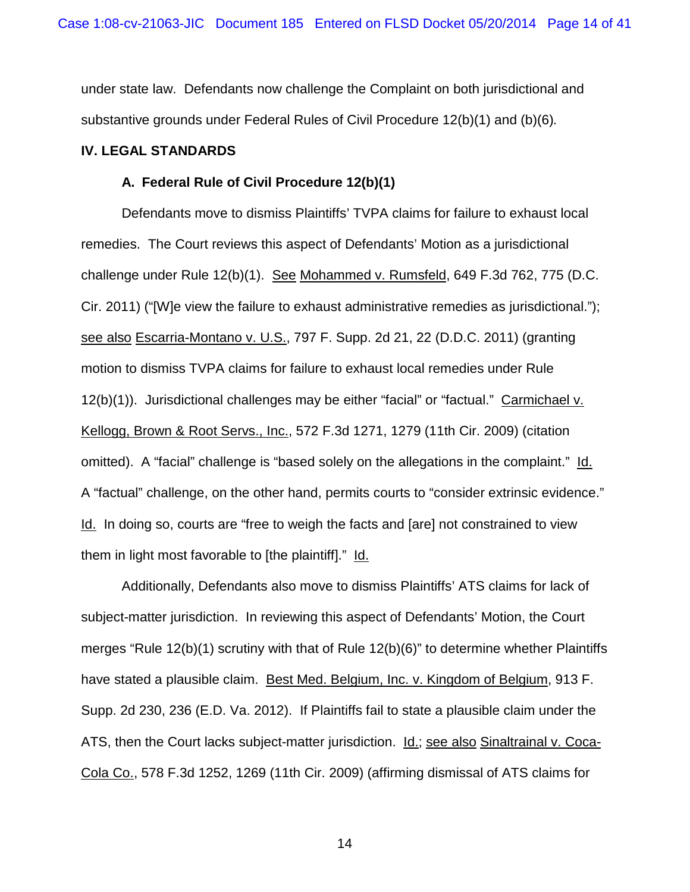under state law. Defendants now challenge the Complaint on both jurisdictional and substantive grounds under Federal Rules of Civil Procedure 12(b)(1) and (b)(6).

## IV. LEGAL STANDARDS

### A. Federal Rule of Civil Procedure 12(b)(1)

Defendants move to dismiss Plaintiffs' TVPA claims for failure to exhaust local remedies. The Court reviews this aspect of Defendants' Motion as a jurisdictional challenge under Rule 12(b)(1). See Mohammed v. Rumsfeld, 649 F.3d 762, 775 (D.C. Cir. 2011) ("[W]e view the failure to exhaust administrative remedies as jurisdictional."); see also Escarria-Montano v. U.S., 797 F. Supp. 2d 21, 22 (D.D.C. 2011) (granting motion to dismiss TVPA claims for failure to exhaust local remedies under Rule 12(b)(1)). Jurisdictional challenges may be either "facial" or "factual." Carmichael v. Kellogg, Brown & Root Servs., Inc., 572 F.3d 1271, 1279 (11th Cir. 2009) (citation omitted). A "facial" challenge is "based solely on the allegations in the complaint." Id. A "factual" challenge, on the other hand, permits courts to "consider extrinsic evidence." Id. In doing so, courts are "free to weigh the facts and [are] not constrained to view them in light most favorable to [the plaintiff]." Id.

Additionally, Defendants also move to dismiss Plaintiffs' ATS claims for lack of subject-matter jurisdiction. In reviewing this aspect of Defendants' Motion, the Court merges "Rule 12(b)(1) scrutiny with that of Rule 12(b)(6)" to determine whether Plaintiffs have stated a plausible claim. Best Med. Belgium, Inc. v. Kingdom of Belgium, 913 F. Supp. 2d 230, 236 (E.D. Va. 2012). If Plaintiffs fail to state a plausible claim under the ATS, then the Court lacks subject-matter jurisdiction. Id.; see also Sinaltrainal v. Coca-Cola Co., 578 F.3d 1252, 1269 (11th Cir. 2009) (affirming dismissal of ATS claims for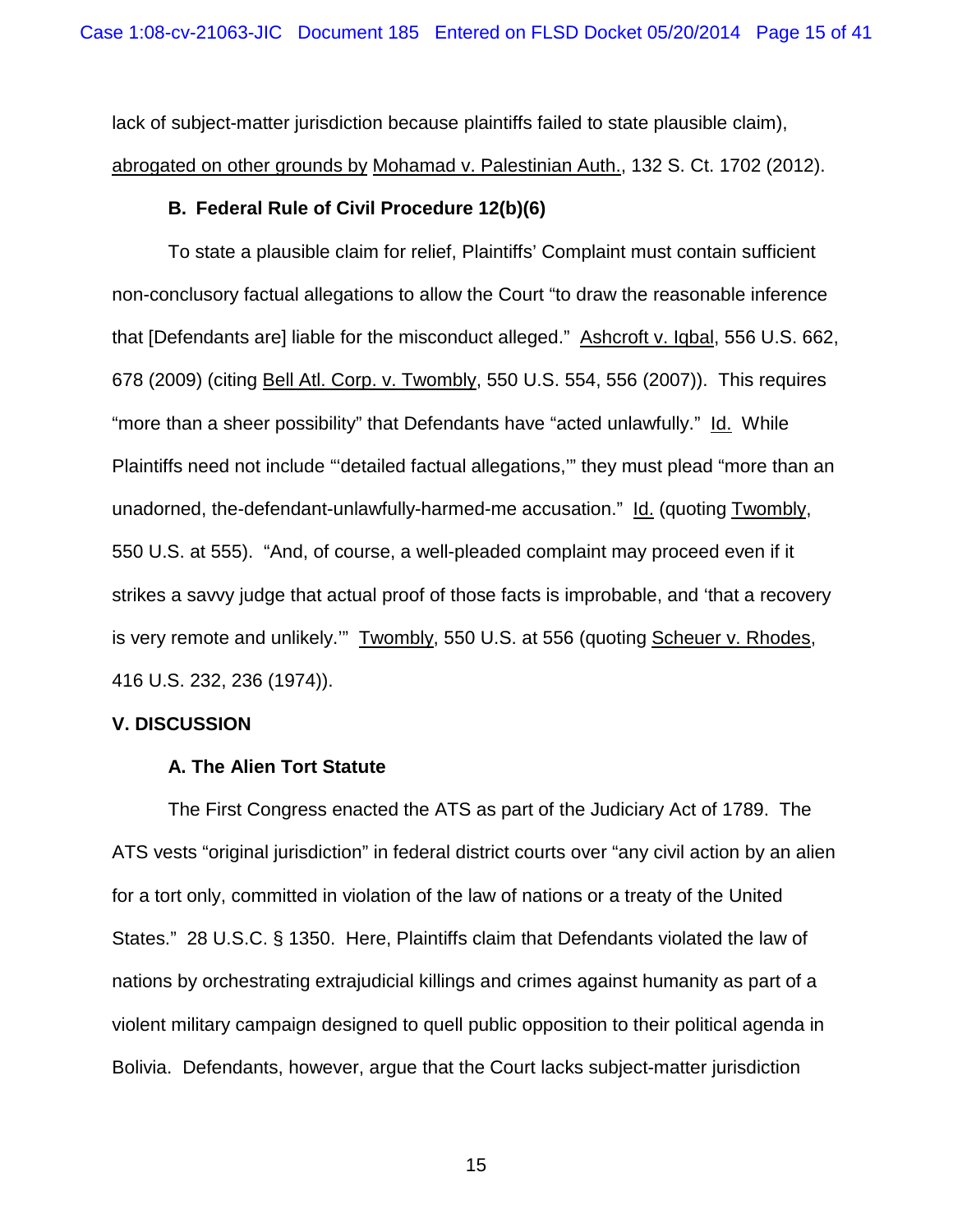lack of subject-matter jurisdiction because plaintiffs failed to state plausible claim), abrogated on other grounds by Mohamad v. Palestinian Auth., 132 S. Ct. 1702 (2012).

### B. Federal Rule of Civil Procedure 12(b)(6)

To state a plausible claim for relief, Plaintiffs' Complaint must contain sufficient non-conclusory factual allegations to allow the Court "to draw the reasonable inference that [Defendants are] liable for the misconduct alleged." Ashcroft v. Iqbal, 556 U.S. 662, 678 (2009) (citing Bell Atl. Corp. v. Twombly, 550 U.S. 554, 556 (2007)). This requires "more than a sheer possibility" that Defendants have "acted unlawfully." Id. While Plaintiffs need not include "'detailed factual allegations,'" they must plead "more than an unadorned, the-defendant-unlawfully-harmed-me accusation." Id. (quoting Twombly, 550 U.S. at 555). "And, of course, a well-pleaded complaint may proceed even if it strikes a savvy judge that actual proof of those facts is improbable, and 'that a recovery is very remote and unlikely.'" Twombly, 550 U.S. at 556 (quoting Scheuer v. Rhodes, 416 U.S. 232, 236 (1974)).

## V. DISCUSSION

### A. The Alien Tort Statute

The First Congress enacted the ATS as part of the Judiciary Act of 1789. The ATS vests "original jurisdiction" in federal district courts over "any civil action by an alien for a tort only, committed in violation of the law of nations or a treaty of the United States." 28 U.S.C. § 1350. Here, Plaintiffs claim that Defendants violated the law of nations by orchestrating extrajudicial killings and crimes against humanity as part of a violent military campaign designed to quell public opposition to their political agenda in Bolivia. Defendants, however, argue that the Court lacks subject-matter jurisdiction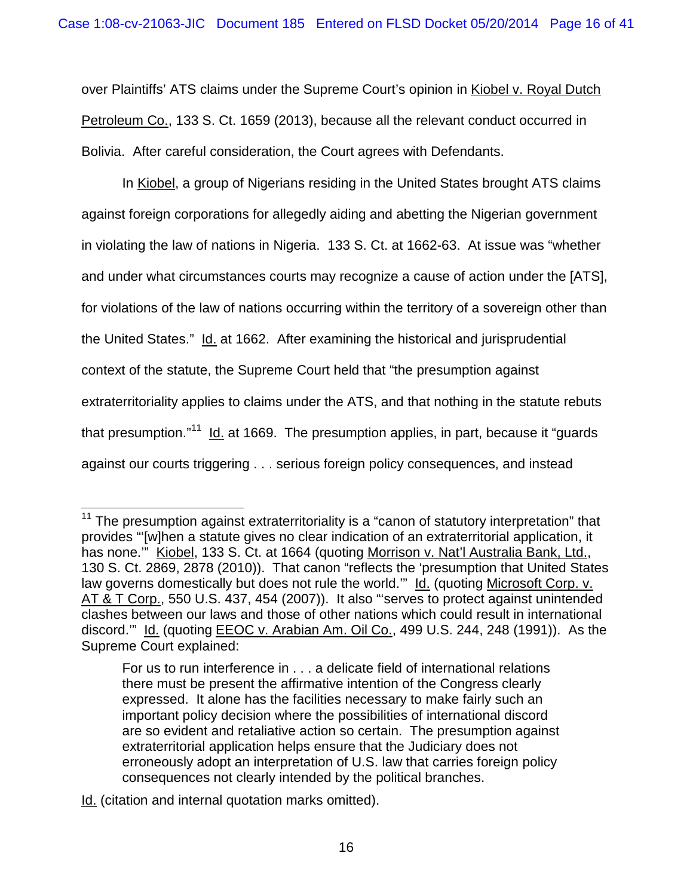over Plaintiffs' ATS claims under the Supreme Court's opinion in Kiobel v. Royal Dutch Petroleum Co., 133 S. Ct. 1659 (2013), because all the relevant conduct occurred in Bolivia. After careful consideration, the Court agrees with Defendants.

In Kiobel, a group of Nigerians residing in the United States brought ATS claims against foreign corporations for allegedly aiding and abetting the Nigerian government in violating the law of nations in Nigeria. 133 S. Ct. at 1662-63. At issue was "whether and under what circumstances courts may recognize a cause of action under the [ATS], for violations of the law of nations occurring within the territory of a sovereign other than the United States." Id. at 1662. After examining the historical and jurisprudential context of the statute, the Supreme Court held that "the presumption against extraterritoriality applies to claims under the ATS, and that nothing in the statute rebuts that presumption."[11] Id. at 1669. The presumption applies, in part, because it "guards against our courts triggering . . . serious foreign policy consequences, and instead

---

[11] The presumption against extraterritoriality is a "canon of statutory interpretation" that provides "'[w]hen a statute gives no clear indication of an extraterritorial application, it has none.'" Kiobel, 133 S. Ct. at 1664 (quoting Morrison v. Nat'l Australia Bank, Ltd., 130 S. Ct. 2869, 2878 (2010)). That canon "reflects the 'presumption that United States law governs domestically but does not rule the world.'" Id. (quoting Microsoft Corp. v. AT & T Corp., 550 U.S. 437, 454 (2007)). It also "'serves to protect against unintended clashes between our laws and those of other nations which could result in international discord.'" Id. (quoting EEOC v. Arabian Am. Oil Co., 499 U.S. 244, 248 (1991)). As the Supreme Court explained:

> For us to run interference in . . . a delicate field of international relations there must be present the affirmative intention of the Congress clearly expressed. It alone has the facilities necessary to make fairly such an important policy decision where the possibilities of international discord are so evident and retaliative action so certain. The presumption against extraterritorial application helps ensure that the Judiciary does not erroneously adopt an interpretation of U.S. law that carries foreign policy consequences not clearly intended by the political branches.

Id. (citation and internal quotation marks omitted).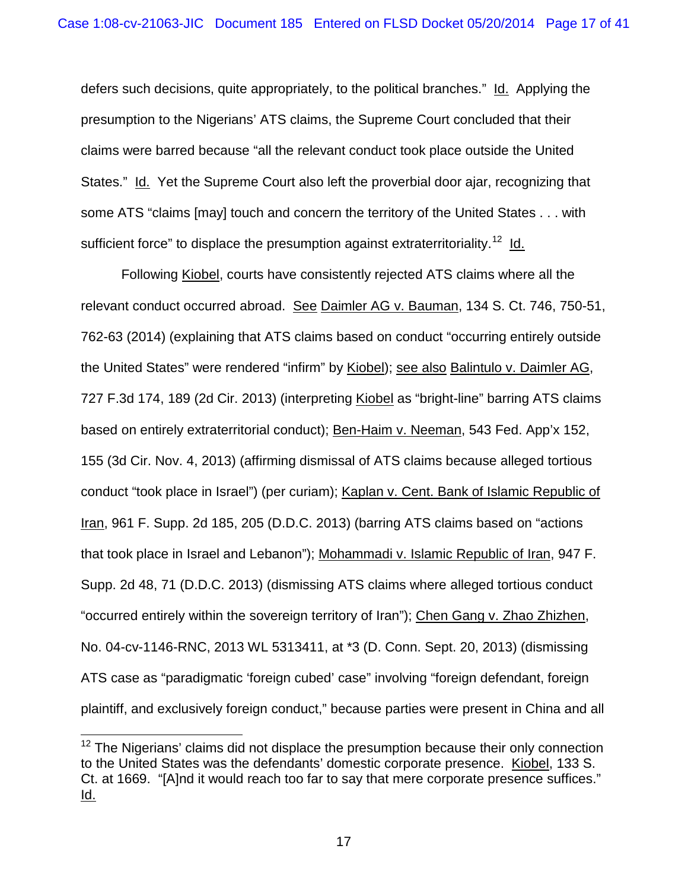defers such decisions, quite appropriately, to the political branches." Id. Applying the presumption to the Nigerians' ATS claims, the Supreme Court concluded that their claims were barred because "all the relevant conduct took place outside the United States." Id. Yet the Supreme Court also left the proverbial door ajar, recognizing that some ATS "claims [may] touch and concern the territory of the United States . . . with sufficient force" to displace the presumption against extraterritoriality.[12] Id.

Following Kiobel, courts have consistently rejected ATS claims where all the relevant conduct occurred abroad. See Daimler AG v. Bauman, 134 S. Ct. 746, 750-51, 762-63 (2014) (explaining that ATS claims based on conduct "occurring entirely outside the United States" were rendered "infirm" by Kiobel); see also Balintulo v. Daimler AG, 727 F.3d 174, 189 (2d Cir. 2013) (interpreting Kiobel as "bright-line" barring ATS claims based on entirely extraterritorial conduct); Ben-Haim v. Neeman, 543 Fed. App'x 152, 155 (3d Cir. Nov. 4, 2013) (affirming dismissal of ATS claims because alleged tortious conduct "took place in Israel") (per curiam); Kaplan v. Cent. Bank of Islamic Republic of Iran, 961 F. Supp. 2d 185, 205 (D.D.C. 2013) (barring ATS claims based on "actions that took place in Israel and Lebanon"); Mohammadi v. Islamic Republic of Iran, 947 F. Supp. 2d 48, 71 (D.D.C. 2013) (dismissing ATS claims where alleged tortious conduct "occurred entirely within the sovereign territory of Iran"); Chen Gang v. Zhao Zhizhen, No. 04-cv-1146-RNC, 2013 WL 5313411, at *3 (D. Conn. Sept. 20, 2013) (dismissing ATS case as "paradigmatic 'foreign cubed' case" involving "foreign defendant, foreign plaintiff, and exclusively foreign conduct," because parties were present in China and all

---

[12] The Nigerians' claims did not displace the presumption because their only connection to the United States was the defendants' domestic corporate presence. Kiobel, 133 S. Ct. at 1669. "[A]nd it would reach too far to say that mere corporate presence suffices." Id.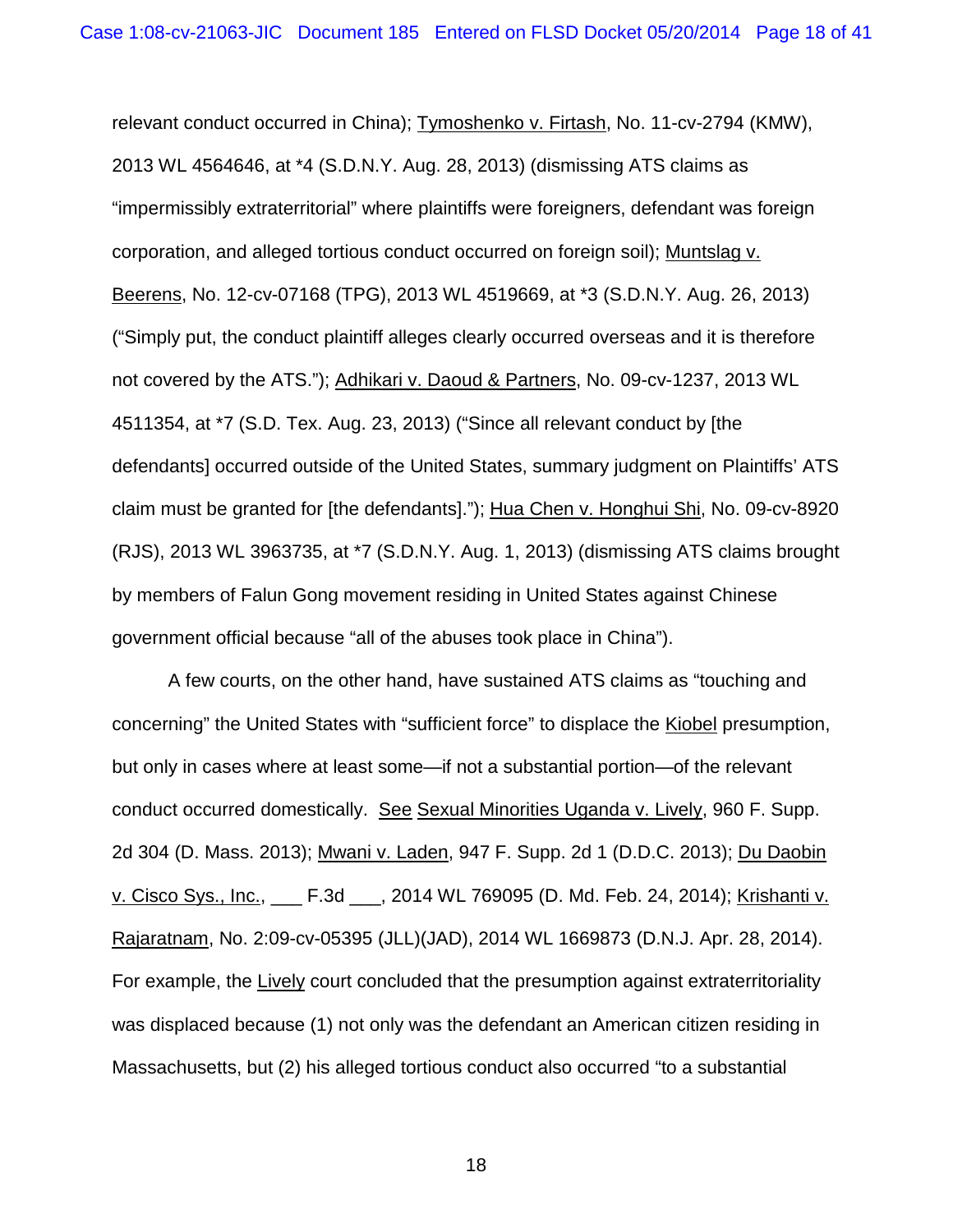relevant conduct occurred in China); Tymoshenko v. Firtash, No. 11-cv-2794 (KMW), 2013 WL 4564646, at *4 (S.D.N.Y. Aug. 28, 2013) (dismissing ATS claims as "impermissibly extraterritorial" where plaintiffs were foreigners, defendant was foreign corporation, and alleged tortious conduct occurred on foreign soil); Muntslag v. Beerens, No. 12-cv-07168 (TPG), 2013 WL 4519669, at *3 (S.D.N.Y. Aug. 26, 2013) ("Simply put, the conduct plaintiff alleges clearly occurred overseas and it is therefore not covered by the ATS."); Adhikari v. Daoud & Partners, No. 09-cv-1237, 2013 WL 4511354, at *7 (S.D. Tex. Aug. 23, 2013) ("Since all relevant conduct by [the defendants] occurred outside of the United States, summary judgment on Plaintiffs' ATS claim must be granted for [the defendants]."); Hua Chen v. Honghui Shi, No. 09-cv-8920 (RJS), 2013 WL 3963735, at *7 (S.D.N.Y. Aug. 1, 2013) (dismissing ATS claims brought by members of Falun Gong movement residing in United States against Chinese government official because "all of the abuses took place in China").

A few courts, on the other hand, have sustained ATS claims as "touching and concerning" the United States with "sufficient force" to displace the Kiobel presumption, but only in cases where at least some—if not a substantial portion—of the relevant conduct occurred domestically. See Sexual Minorities Uganda v. Lively, 960 F. Supp. 2d 304 (D. Mass. 2013); Mwani v. Laden, 947 F. Supp. 2d 1 (D.D.C. 2013); Du Daobin v. Cisco Sys., Inc., ___ F.3d ___, 2014 WL 769095 (D. Md. Feb. 24, 2014); Krishanti v. Rajaratnam, No. 2:09-cv-05395 (JLL)(JAD), 2014 WL 1669873 (D.N.J. Apr. 28, 2014). For example, the Lively court concluded that the presumption against extraterritoriality was displaced because (1) not only was the defendant an American citizen residing in Massachusetts, but (2) his alleged tortious conduct also occurred "to a substantial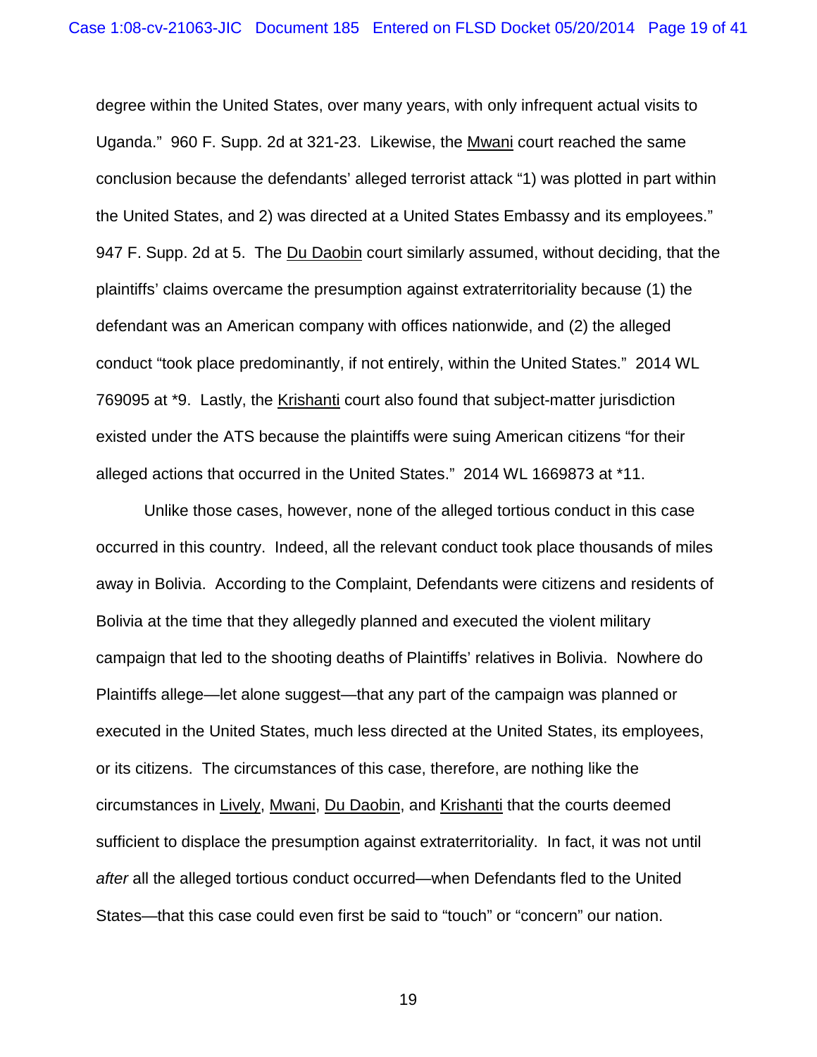degree within the United States, over many years, with only infrequent actual visits to Uganda." 960 F. Supp. 2d at 321-23. Likewise, the Mwani court reached the same conclusion because the defendants' alleged terrorist attack "1) was plotted in part within the United States, and 2) was directed at a United States Embassy and its employees." 947 F. Supp. 2d at 5. The Du Daobin court similarly assumed, without deciding, that the plaintiffs' claims overcame the presumption against extraterritoriality because (1) the defendant was an American company with offices nationwide, and (2) the alleged conduct "took place predominantly, if not entirely, within the United States." 2014 WL 769095 at *9. Lastly, the Krishanti court also found that subject-matter jurisdiction existed under the ATS because the plaintiffs were suing American citizens "for their alleged actions that occurred in the United States." 2014 WL 1669873 at *11.

Unlike those cases, however, none of the alleged tortious conduct in this case occurred in this country. Indeed, all the relevant conduct took place thousands of miles away in Bolivia. According to the Complaint, Defendants were citizens and residents of Bolivia at the time that they allegedly planned and executed the violent military campaign that led to the shooting deaths of Plaintiffs' relatives in Bolivia. Nowhere do Plaintiffs allege—let alone suggest—that any part of the campaign was planned or executed in the United States, much less directed at the United States, its employees, or its citizens. The circumstances of this case, therefore, are nothing like the circumstances in Lively, Mwani, Du Daobin, and Krishanti that the courts deemed sufficient to displace the presumption against extraterritoriality. In fact, it was not until *after* all the alleged tortious conduct occurred—when Defendants fled to the United States—that this case could even first be said to "touch" or "concern" our nation.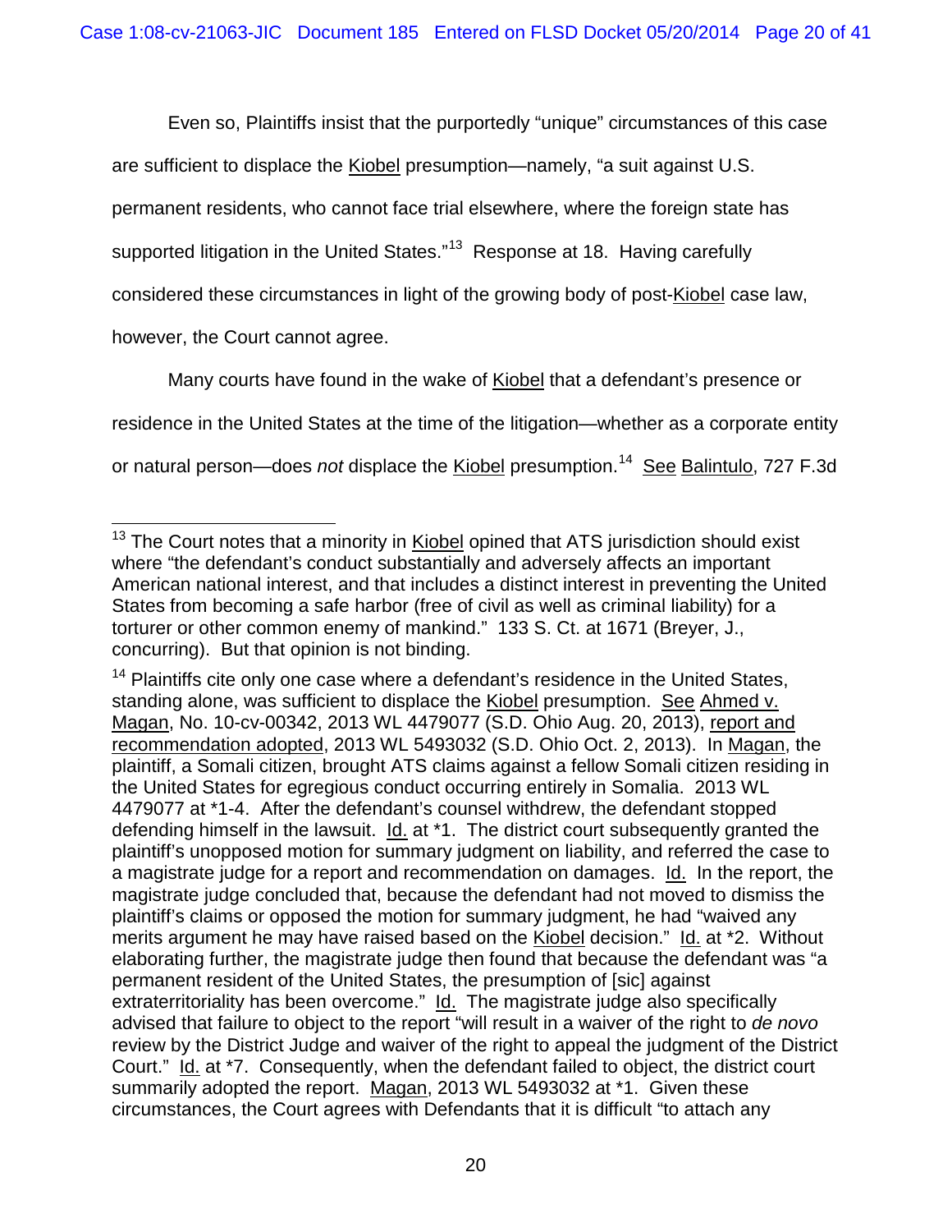Even so, Plaintiffs insist that the purportedly "unique" circumstances of this case are sufficient to displace the Kiobel presumption—namely, "a suit against U.S. permanent residents, who cannot face trial elsewhere, where the foreign state has supported litigation in the United States."[13] Response at 18. Having carefully considered these circumstances in light of the growing body of post-Kiobel case law, however, the Court cannot agree.

Many courts have found in the wake of Kiobel that a defendant's presence or residence in the United States at the time of the litigation—whether as a corporate entity or natural person—does *not* displace the Kiobel presumption.[14] See Balintulo, 727 F.3d

---

[13] The Court notes that a minority in Kiobel opined that ATS jurisdiction should exist where "the defendant's conduct substantially and adversely affects an important American national interest, and that includes a distinct interest in preventing the United States from becoming a safe harbor (free of civil as well as criminal liability) for a torturer or other common enemy of mankind." 133 S. Ct. at 1671 (Breyer, J., concurring). But that opinion is not binding.

[14] Plaintiffs cite only one case where a defendant's residence in the United States, standing alone, was sufficient to displace the Kiobel presumption. See Ahmed v. Magan, No. 10-cv-00342, 2013 WL 4479077 (S.D. Ohio Aug. 20, 2013), report and recommendation adopted, 2013 WL 5493032 (S.D. Ohio Oct. 2, 2013). In Magan, the plaintiff, a Somali citizen, brought ATS claims against a fellow Somali citizen residing in the United States for egregious conduct occurring entirely in Somalia. 2013 WL 4479077 at *1-4. After the defendant's counsel withdrew, the defendant stopped defending himself in the lawsuit. Id. at *1. The district court subsequently granted the plaintiff's unopposed motion for summary judgment on liability, and referred the case to a magistrate judge for a report and recommendation on damages. Id. In the report, the magistrate judge concluded that, because the defendant had not moved to dismiss the plaintiff's claims or opposed the motion for summary judgment, he had "waived any merits argument he may have raised based on the Kiobel decision." Id. at *2. Without elaborating further, the magistrate judge then found that because the defendant was "a permanent resident of the United States, the presumption of [sic] against extraterritoriality has been overcome." Id. The magistrate judge also specifically advised that failure to object to the report "will result in a waiver of the right to *de novo* review by the District Judge and waiver of the right to appeal the judgment of the District Court." Id. at *7. Consequently, when the defendant failed to object, the district court summarily adopted the report. Magan, 2013 WL 5493032 at *1. Given these circumstances, the Court agrees with Defendants that it is difficult "to attach any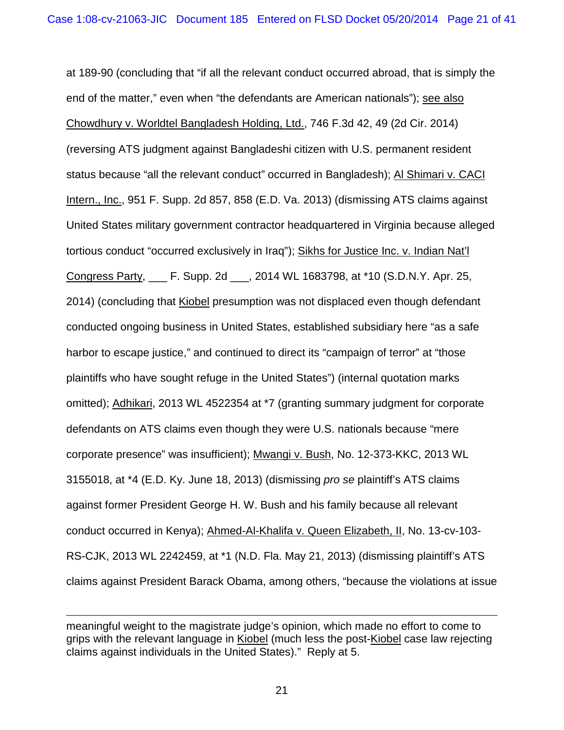at 189-90 (concluding that "if all the relevant conduct occurred abroad, that is simply the end of the matter," even when "the defendants are American nationals"); see also Chowdhury v. Worldtel Bangladesh Holding, Ltd., 746 F.3d 42, 49 (2d Cir. 2014) (reversing ATS judgment against Bangladeshi citizen with U.S. permanent resident status because "all the relevant conduct" occurred in Bangladesh); Al Shimari v. CACI Intern., Inc., 951 F. Supp. 2d 857, 858 (E.D. Va. 2013) (dismissing ATS claims against United States military government contractor headquartered in Virginia because alleged tortious conduct "occurred exclusively in Iraq"); Sikhs for Justice Inc. v. Indian Nat'l Congress Party, ___ F. Supp. 2d ___, 2014 WL 1683798, at *10 (S.D.N.Y. Apr. 25, 2014) (concluding that Kiobel presumption was not displaced even though defendant conducted ongoing business in United States, established subsidiary here "as a safe harbor to escape justice," and continued to direct its "campaign of terror" at "those plaintiffs who have sought refuge in the United States") (internal quotation marks omitted); Adhikari, 2013 WL 4522354 at *7 (granting summary judgment for corporate defendants on ATS claims even though they were U.S. nationals because "mere corporate presence" was insufficient); Mwangi v. Bush, No. 12-373-KKC, 2013 WL 3155018, at *4 (E.D. Ky. June 18, 2013) (dismissing *pro se* plaintiff's ATS claims against former President George H. W. Bush and his family because all relevant conduct occurred in Kenya); Ahmed-Al-Khalifa v. Queen Elizabeth, II, No. 13-cv-103-RS-CJK, 2013 WL 2242459, at *1 (N.D. Fla. May 21, 2013) (dismissing plaintiff's ATS claims against President Barack Obama, among others, "because the violations at issue

---

meaningful weight to the magistrate judge's opinion, which made no effort to come to grips with the relevant language in Kiobel (much less the post-Kiobel case law rejecting claims against individuals in the United States)." Reply at 5.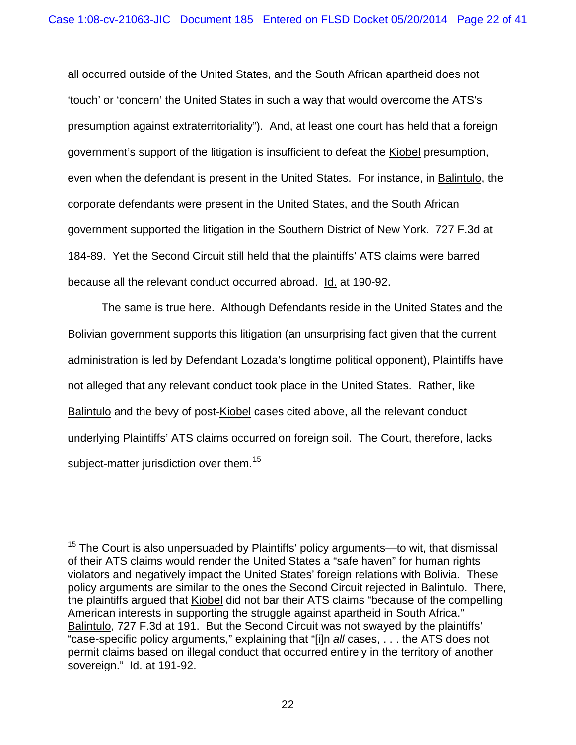all occurred outside of the United States, and the South African apartheid does not 'touch' or 'concern' the United States in such a way that would overcome the ATS's presumption against extraterritoriality"). And, at least one court has held that a foreign government's support of the litigation is insufficient to defeat the Kiobel presumption, even when the defendant is present in the United States. For instance, in Balintulo, the corporate defendants were present in the United States, and the South African government supported the litigation in the Southern District of New York. 727 F.3d at 184-89. Yet the Second Circuit still held that the plaintiffs' ATS claims were barred because all the relevant conduct occurred abroad. Id. at 190-92.

The same is true here. Although Defendants reside in the United States and the Bolivian government supports this litigation (an unsurprising fact given that the current administration is led by Defendant Lozada's longtime political opponent), Plaintiffs have not alleged that any relevant conduct took place in the United States. Rather, like Balintulo and the bevy of post-Kiobel cases cited above, all the relevant conduct underlying Plaintiffs' ATS claims occurred on foreign soil. The Court, therefore, lacks subject-matter jurisdiction over them.[15]

---

[15] The Court is also unpersuaded by Plaintiffs' policy arguments—to wit, that dismissal of their ATS claims would render the United States a "safe haven" for human rights violators and negatively impact the United States' foreign relations with Bolivia. These policy arguments are similar to the ones the Second Circuit rejected in Balintulo. There, the plaintiffs argued that Kiobel did not bar their ATS claims "because of the compelling American interests in supporting the struggle against apartheid in South Africa." Balintulo, 727 F.3d at 191. But the Second Circuit was not swayed by the plaintiffs' "case-specific policy arguments," explaining that "[i]n *all* cases, . . . the ATS does not permit claims based on illegal conduct that occurred entirely in the territory of another sovereign." Id. at 191-92.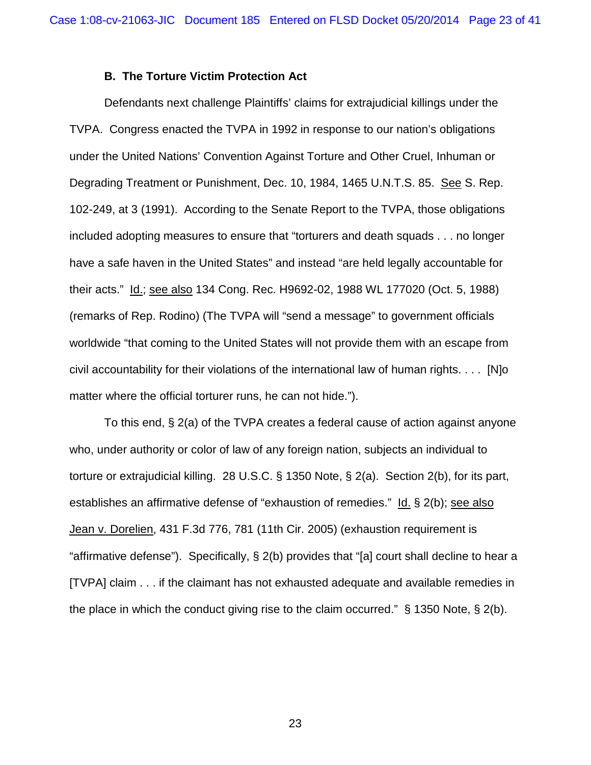### B. The Torture Victim Protection Act

Defendants next challenge Plaintiffs' claims for extrajudicial killings under the TVPA. Congress enacted the TVPA in 1992 in response to our nation's obligations under the United Nations' Convention Against Torture and Other Cruel, Inhuman or Degrading Treatment or Punishment, Dec. 10, 1984, 1465 U.N.T.S. 85. See S. Rep. 102-249, at 3 (1991). According to the Senate Report to the TVPA, those obligations included adopting measures to ensure that "torturers and death squads . . . no longer have a safe haven in the United States" and instead "are held legally accountable for their acts." Id.; see also 134 Cong. Rec. H9692-02, 1988 WL 177020 (Oct. 5, 1988) (remarks of Rep. Rodino) (The TVPA will "send a message" to government officials worldwide "that coming to the United States will not provide them with an escape from civil accountability for their violations of the international law of human rights. . . . [N]o matter where the official torturer runs, he can not hide.").

To this end, § 2(a) of the TVPA creates a federal cause of action against anyone who, under authority or color of law of any foreign nation, subjects an individual to torture or extrajudicial killing. 28 U.S.C. § 1350 Note, § 2(a). Section 2(b), for its part, establishes an affirmative defense of "exhaustion of remedies." Id. § 2(b); see also Jean v. Dorelien, 431 F.3d 776, 781 (11th Cir. 2005) (exhaustion requirement is "affirmative defense"). Specifically, § 2(b) provides that "[a] court shall decline to hear a [TVPA] claim . . . if the claimant has not exhausted adequate and available remedies in the place in which the conduct giving rise to the claim occurred." § 1350 Note, § 2(b).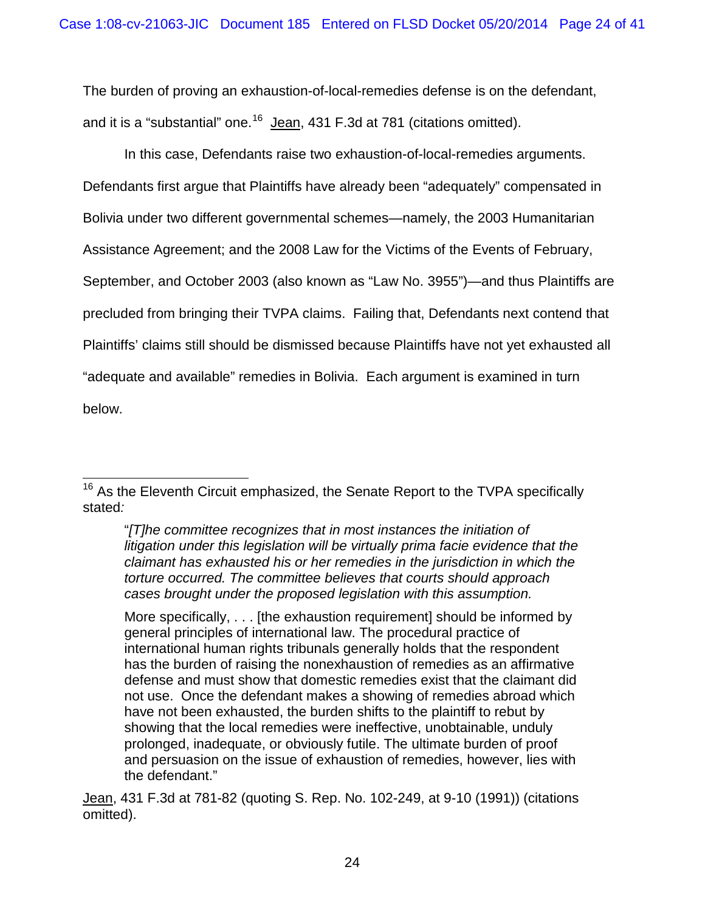The burden of proving an exhaustion-of-local-remedies defense is on the defendant, and it is a "substantial" one.[16] Jean, 431 F.3d at 781 (citations omitted).

In this case, Defendants raise two exhaustion-of-local-remedies arguments. Defendants first argue that Plaintiffs have already been "adequately" compensated in Bolivia under two different governmental schemes—namely, the 2003 Humanitarian Assistance Agreement; and the 2008 Law for the Victims of the Events of February, September, and October 2003 (also known as "Law No. 3955")—and thus Plaintiffs are precluded from bringing their TVPA claims. Failing that, Defendants next contend that Plaintiffs' claims still should be dismissed because Plaintiffs have not yet exhausted all "adequate and available" remedies in Bolivia. Each argument is examined in turn below.

---

[16] As the Eleventh Circuit emphasized, the Senate Report to the TVPA specifically stated*:*

> "*[T]he committee recognizes that in most instances the initiation of litigation under this legislation will be virtually prima facie evidence that the claimant has exhausted his or her remedies in the jurisdiction in which the torture occurred. The committee believes that courts should approach cases brought under the proposed legislation with this assumption.*
>
> More specifically, . . . [the exhaustion requirement] should be informed by general principles of international law. The procedural practice of international human rights tribunals generally holds that the respondent has the burden of raising the nonexhaustion of remedies as an affirmative defense and must show that domestic remedies exist that the claimant did not use. Once the defendant makes a showing of remedies abroad which have not been exhausted, the burden shifts to the plaintiff to rebut by showing that the local remedies were ineffective, unobtainable, unduly prolonged, inadequate, or obviously futile. The ultimate burden of proof and persuasion on the issue of exhaustion of remedies, however, lies with the defendant."

Jean, 431 F.3d at 781-82 (quoting S. Rep. No. 102-249, at 9-10 (1991)) (citations omitted).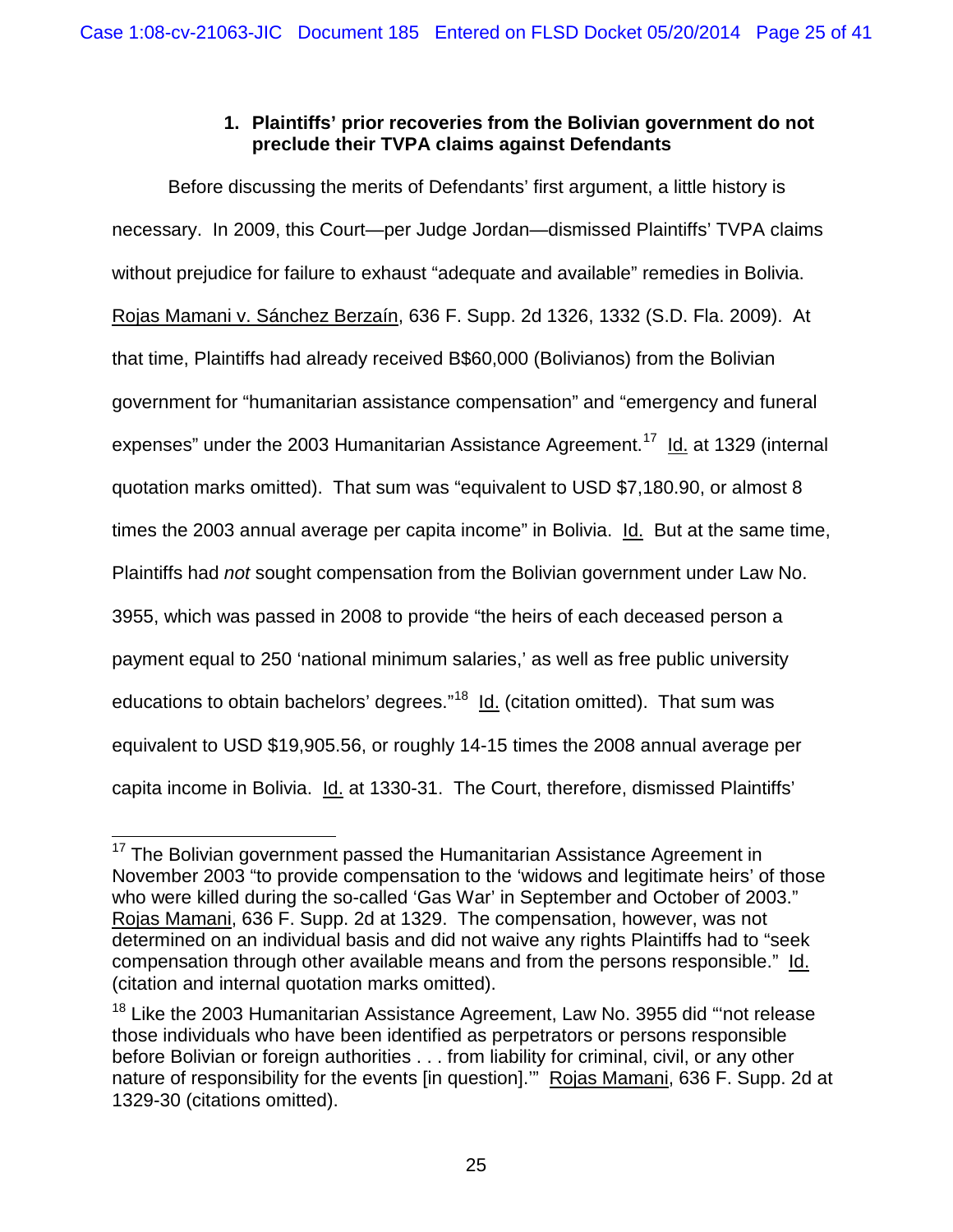### 1. Plaintiffs' prior recoveries from the Bolivian government do not preclude their TVPA claims against Defendants

Before discussing the merits of Defendants' first argument, a little history is necessary. In 2009, this Court—per Judge Jordan—dismissed Plaintiffs' TVPA claims without prejudice for failure to exhaust "adequate and available" remedies in Bolivia. Rojas Mamani v. Sánchez Berzaín, 636 F. Supp. 2d 1326, 1332 (S.D. Fla. 2009). At that time, Plaintiffs had already received B$60,000 (Bolivianos) from the Bolivian government for "humanitarian assistance compensation" and "emergency and funeral expenses" under the 2003 Humanitarian Assistance Agreement.[17] Id. at 1329 (internal quotation marks omitted). That sum was "equivalent to USD $7,180.90, or almost 8 times the 2003 annual average per capita income" in Bolivia. Id. But at the same time, Plaintiffs had *not* sought compensation from the Bolivian government under Law No. 3955, which was passed in 2008 to provide "the heirs of each deceased person a payment equal to 250 'national minimum salaries,' as well as free public university educations to obtain bachelors' degrees."[18] Id. (citation omitted). That sum was equivalent to USD $19,905.56, or roughly 14-15 times the 2008 annual average per capita income in Bolivia. Id. at 1330-31. The Court, therefore, dismissed Plaintiffs'

[17] The Bolivian government passed the Humanitarian Assistance Agreement in November 2003 "to provide compensation to the 'widows and legitimate heirs' of those who were killed during the so-called 'Gas War' in September and October of 2003." Rojas Mamani, 636 F. Supp. 2d at 1329. The compensation, however, was not determined on an individual basis and did not waive any rights Plaintiffs had to "seek compensation through other available means and from the persons responsible." Id. (citation and internal quotation marks omitted).

[18] Like the 2003 Humanitarian Assistance Agreement, Law No. 3955 did "'not release those individuals who have been identified as perpetrators or persons responsible before Bolivian or foreign authorities . . . from liability for criminal, civil, or any other nature of responsibility for the events [in question].'" Rojas Mamani, 636 F. Supp. 2d at 1329-30 (citations omitted).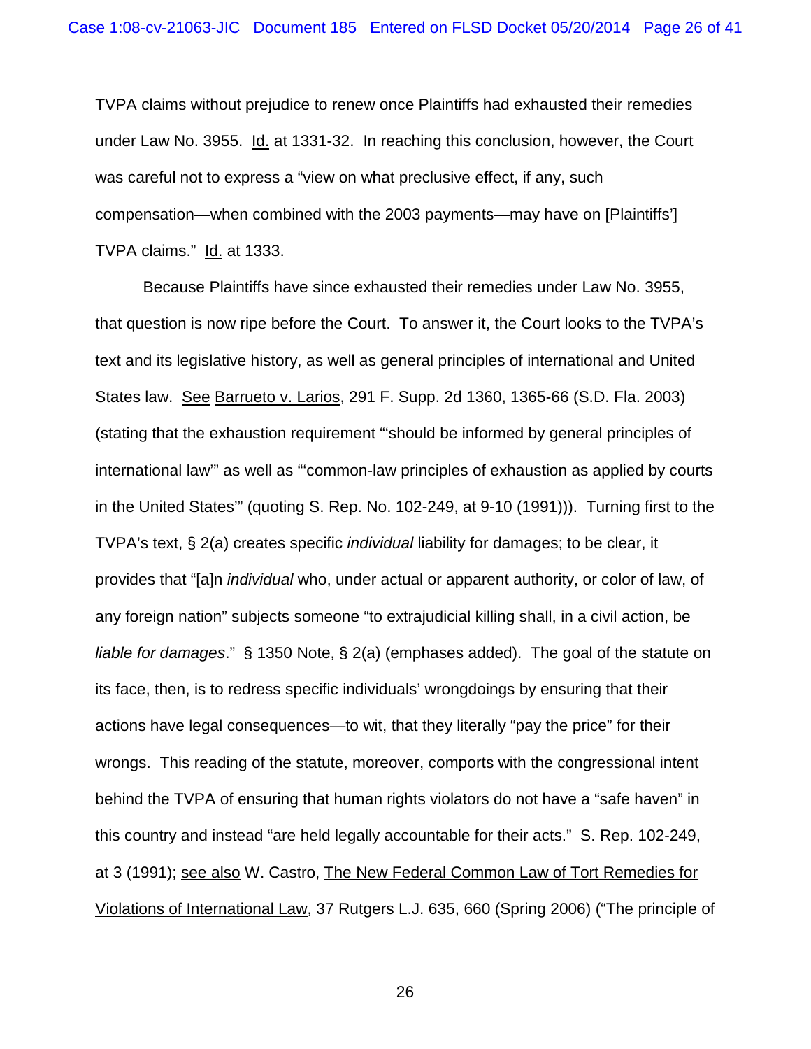TVPA claims without prejudice to renew once Plaintiffs had exhausted their remedies under Law No. 3955. Id. at 1331-32. In reaching this conclusion, however, the Court was careful not to express a "view on what preclusive effect, if any, such compensation—when combined with the 2003 payments—may have on [Plaintiffs'] TVPA claims." Id. at 1333.

Because Plaintiffs have since exhausted their remedies under Law No. 3955, that question is now ripe before the Court. To answer it, the Court looks to the TVPA's text and its legislative history, as well as general principles of international and United States law. See Barrueto v. Larios, 291 F. Supp. 2d 1360, 1365-66 (S.D. Fla. 2003) (stating that the exhaustion requirement "'should be informed by general principles of international law'" as well as "'common-law principles of exhaustion as applied by courts in the United States'" (quoting S. Rep. No. 102-249, at 9-10 (1991))). Turning first to the TVPA's text, § 2(a) creates specific *individual* liability for damages; to be clear, it provides that "[a]n *individual* who, under actual or apparent authority, or color of law, of any foreign nation" subjects someone "to extrajudicial killing shall, in a civil action, be *liable for damages*." § 1350 Note, § 2(a) (emphases added). The goal of the statute on its face, then, is to redress specific individuals' wrongdoings by ensuring that their actions have legal consequences—to wit, that they literally "pay the price" for their wrongs. This reading of the statute, moreover, comports with the congressional intent behind the TVPA of ensuring that human rights violators do not have a "safe haven" in this country and instead "are held legally accountable for their acts." S. Rep. 102-249, at 3 (1991); see also W. Castro, The New Federal Common Law of Tort Remedies for Violations of International Law, 37 Rutgers L.J. 635, 660 (Spring 2006) ("The principle of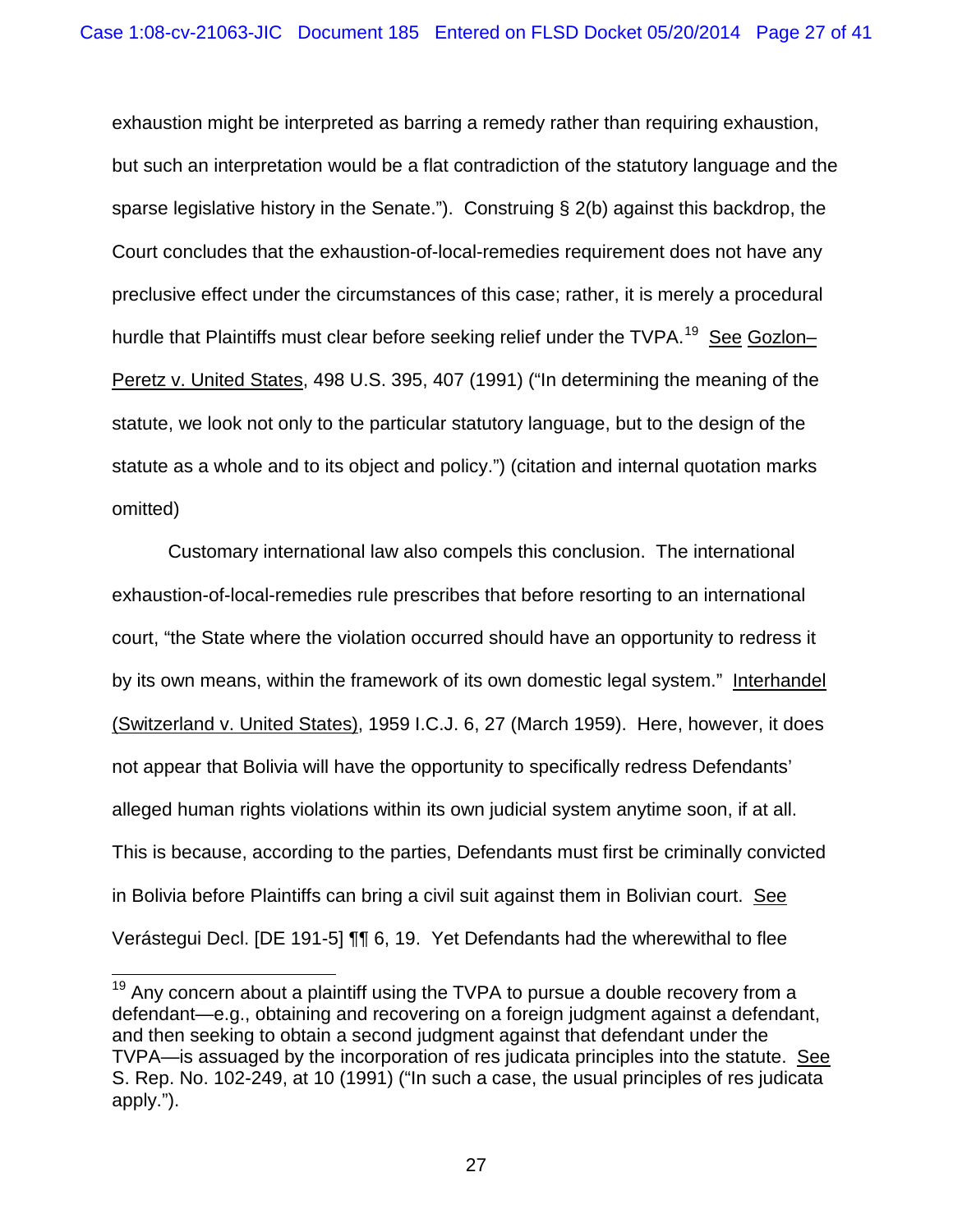exhaustion might be interpreted as barring a remedy rather than requiring exhaustion, but such an interpretation would be a flat contradiction of the statutory language and the sparse legislative history in the Senate."). Construing § 2(b) against this backdrop, the Court concludes that the exhaustion-of-local-remedies requirement does not have any preclusive effect under the circumstances of this case; rather, it is merely a procedural hurdle that Plaintiffs must clear before seeking relief under the TVPA.[19] See Gozlon–Peretz v. United States, 498 U.S. 395, 407 (1991) ("In determining the meaning of the statute, we look not only to the particular statutory language, but to the design of the statute as a whole and to its object and policy.") (citation and internal quotation marks omitted)

Customary international law also compels this conclusion. The international exhaustion-of-local-remedies rule prescribes that before resorting to an international court, "the State where the violation occurred should have an opportunity to redress it by its own means, within the framework of its own domestic legal system." Interhandel (Switzerland v. United States), 1959 I.C.J. 6, 27 (March 1959). Here, however, it does not appear that Bolivia will have the opportunity to specifically redress Defendants' alleged human rights violations within its own judicial system anytime soon, if at all. This is because, according to the parties, Defendants must first be criminally convicted in Bolivia before Plaintiffs can bring a civil suit against them in Bolivian court. See Verástegui Decl. [DE 191-5] ¶¶ 6, 19. Yet Defendants had the wherewithal to flee

---

[19] Any concern about a plaintiff using the TVPA to pursue a double recovery from a defendant—e.g., obtaining and recovering on a foreign judgment against a defendant, and then seeking to obtain a second judgment against that defendant under the TVPA—is assuaged by the incorporation of res judicata principles into the statute. See S. Rep. No. 102-249, at 10 (1991) ("In such a case, the usual principles of res judicata apply.").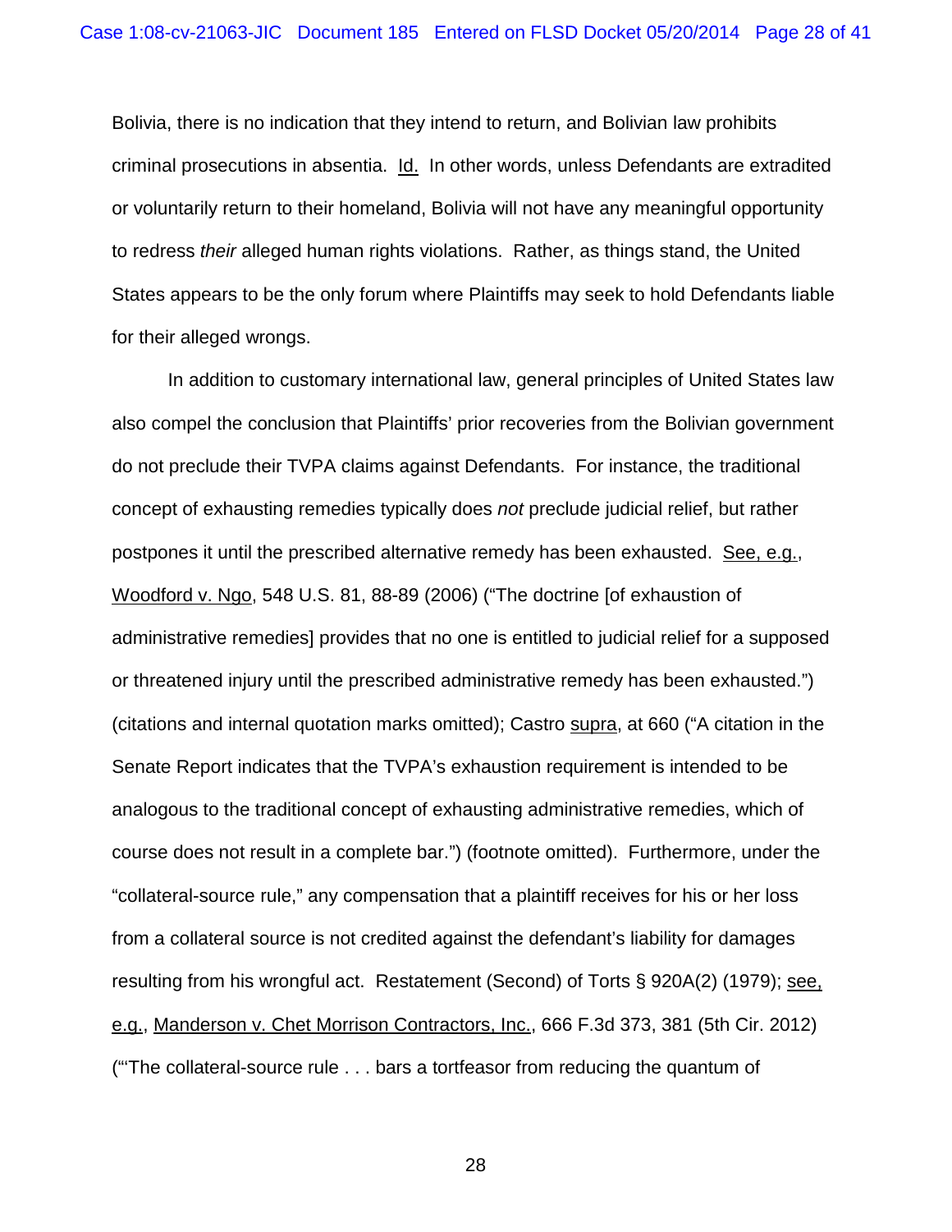Bolivia, there is no indication that they intend to return, and Bolivian law prohibits criminal prosecutions in absentia. Id. In other words, unless Defendants are extradited or voluntarily return to their homeland, Bolivia will not have any meaningful opportunity to redress *their* alleged human rights violations. Rather, as things stand, the United States appears to be the only forum where Plaintiffs may seek to hold Defendants liable for their alleged wrongs.

In addition to customary international law, general principles of United States law also compel the conclusion that Plaintiffs' prior recoveries from the Bolivian government do not preclude their TVPA claims against Defendants. For instance, the traditional concept of exhausting remedies typically does *not* preclude judicial relief, but rather postpones it until the prescribed alternative remedy has been exhausted. See, e.g., Woodford v. Ngo, 548 U.S. 81, 88-89 (2006) ("The doctrine [of exhaustion of administrative remedies] provides that no one is entitled to judicial relief for a supposed or threatened injury until the prescribed administrative remedy has been exhausted.") (citations and internal quotation marks omitted); Castro supra, at 660 ("A citation in the Senate Report indicates that the TVPA's exhaustion requirement is intended to be analogous to the traditional concept of exhausting administrative remedies, which of course does not result in a complete bar.") (footnote omitted). Furthermore, under the "collateral-source rule," any compensation that a plaintiff receives for his or her loss from a collateral source is not credited against the defendant's liability for damages resulting from his wrongful act. Restatement (Second) of Torts § 920A(2) (1979); see, e.g., Manderson v. Chet Morrison Contractors, Inc., 666 F.3d 373, 381 (5th Cir. 2012) ("'The collateral-source rule . . . bars a tortfeasor from reducing the quantum of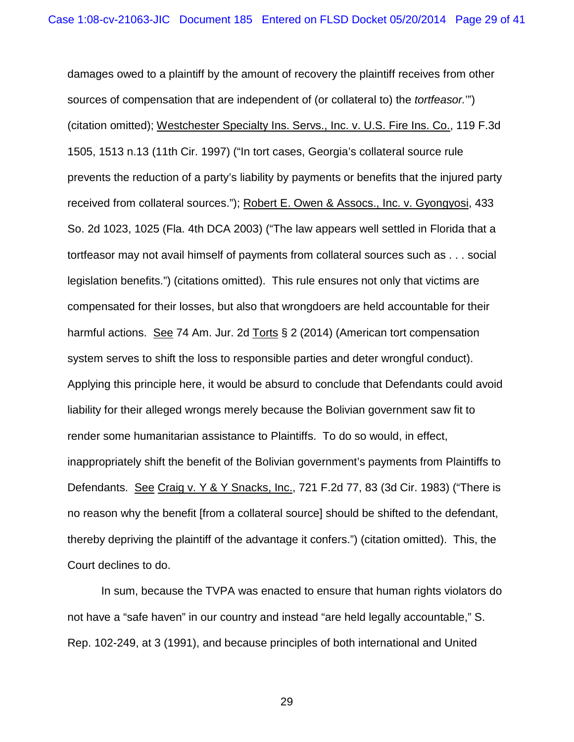damages owed to a plaintiff by the amount of recovery the plaintiff receives from other sources of compensation that are independent of (or collateral to) the *tortfeasor.*'") (citation omitted); Westchester Specialty Ins. Servs., Inc. v. U.S. Fire Ins. Co., 119 F.3d 1505, 1513 n.13 (11th Cir. 1997) ("In tort cases, Georgia's collateral source rule prevents the reduction of a party's liability by payments or benefits that the injured party received from collateral sources."); Robert E. Owen & Assocs., Inc. v. Gyongyosi, 433 So. 2d 1023, 1025 (Fla. 4th DCA 2003) ("The law appears well settled in Florida that a tortfeasor may not avail himself of payments from collateral sources such as . . . social legislation benefits.") (citations omitted). This rule ensures not only that victims are compensated for their losses, but also that wrongdoers are held accountable for their harmful actions. See 74 Am. Jur. 2d Torts § 2 (2014) (American tort compensation system serves to shift the loss to responsible parties and deter wrongful conduct). Applying this principle here, it would be absurd to conclude that Defendants could avoid liability for their alleged wrongs merely because the Bolivian government saw fit to render some humanitarian assistance to Plaintiffs. To do so would, in effect, inappropriately shift the benefit of the Bolivian government's payments from Plaintiffs to Defendants. See Craig v. Y & Y Snacks, Inc., 721 F.2d 77, 83 (3d Cir. 1983) ("There is no reason why the benefit [from a collateral source] should be shifted to the defendant, thereby depriving the plaintiff of the advantage it confers.") (citation omitted). This, the Court declines to do.

In sum, because the TVPA was enacted to ensure that human rights violators do not have a "safe haven" in our country and instead "are held legally accountable," S. Rep. 102-249, at 3 (1991), and because principles of both international and United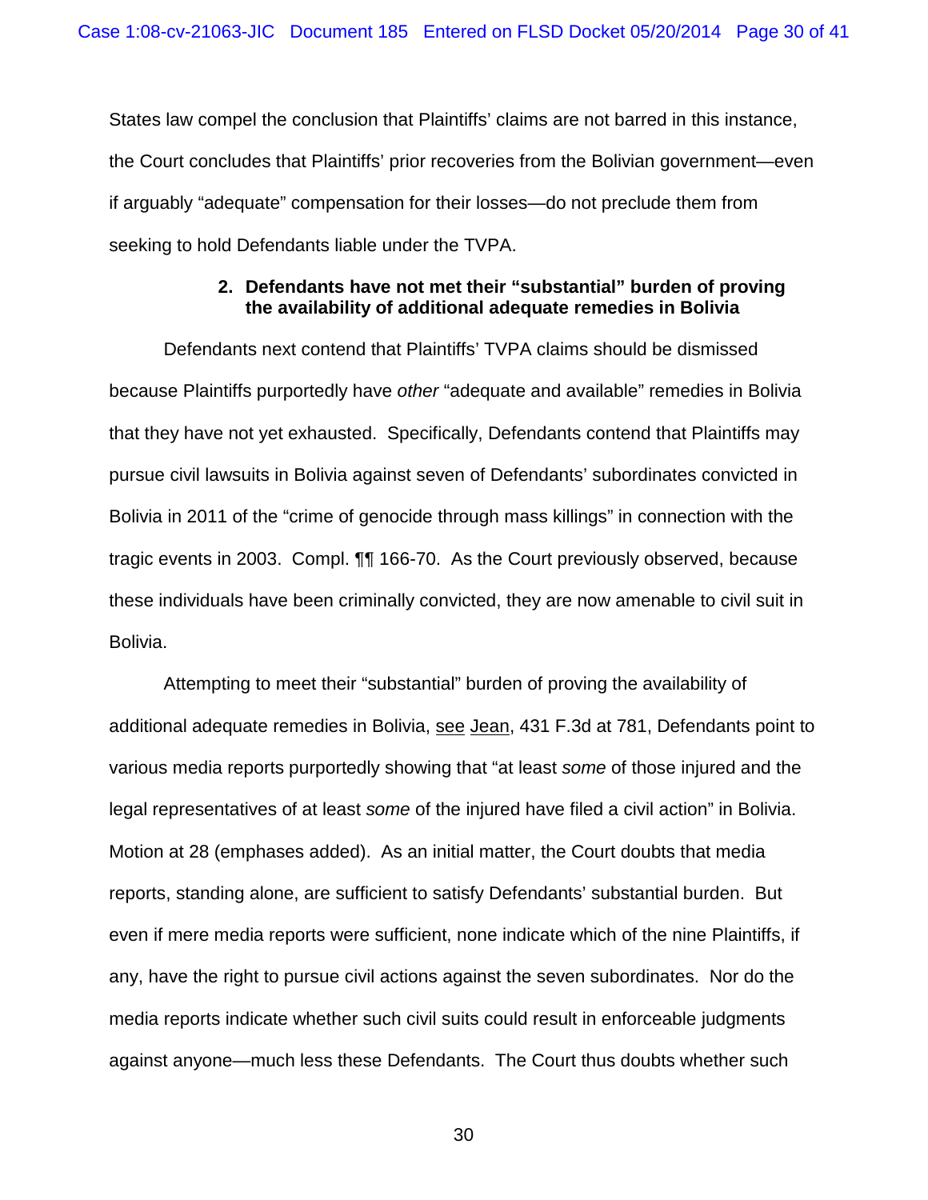States law compel the conclusion that Plaintiffs' claims are not barred in this instance, the Court concludes that Plaintiffs' prior recoveries from the Bolivian government—even if arguably "adequate" compensation for their losses—do not preclude them from seeking to hold Defendants liable under the TVPA.

**2. Defendants have not met their "substantial" burden of proving the availability of additional adequate remedies in Bolivia**

Defendants next contend that Plaintiffs' TVPA claims should be dismissed because Plaintiffs purportedly have *other* "adequate and available" remedies in Bolivia that they have not yet exhausted. Specifically, Defendants contend that Plaintiffs may pursue civil lawsuits in Bolivia against seven of Defendants' subordinates convicted in Bolivia in 2011 of the "crime of genocide through mass killings" in connection with the tragic events in 2003. Compl. ¶¶ 166-70. As the Court previously observed, because these individuals have been criminally convicted, they are now amenable to civil suit in Bolivia.

Attempting to meet their "substantial" burden of proving the availability of additional adequate remedies in Bolivia, see Jean, 431 F.3d at 781, Defendants point to various media reports purportedly showing that "at least *some* of those injured and the legal representatives of at least *some* of the injured have filed a civil action" in Bolivia. Motion at 28 (emphases added). As an initial matter, the Court doubts that media reports, standing alone, are sufficient to satisfy Defendants' substantial burden. But even if mere media reports were sufficient, none indicate which of the nine Plaintiffs, if any, have the right to pursue civil actions against the seven subordinates. Nor do the media reports indicate whether such civil suits could result in enforceable judgments against anyone—much less these Defendants. The Court thus doubts whether such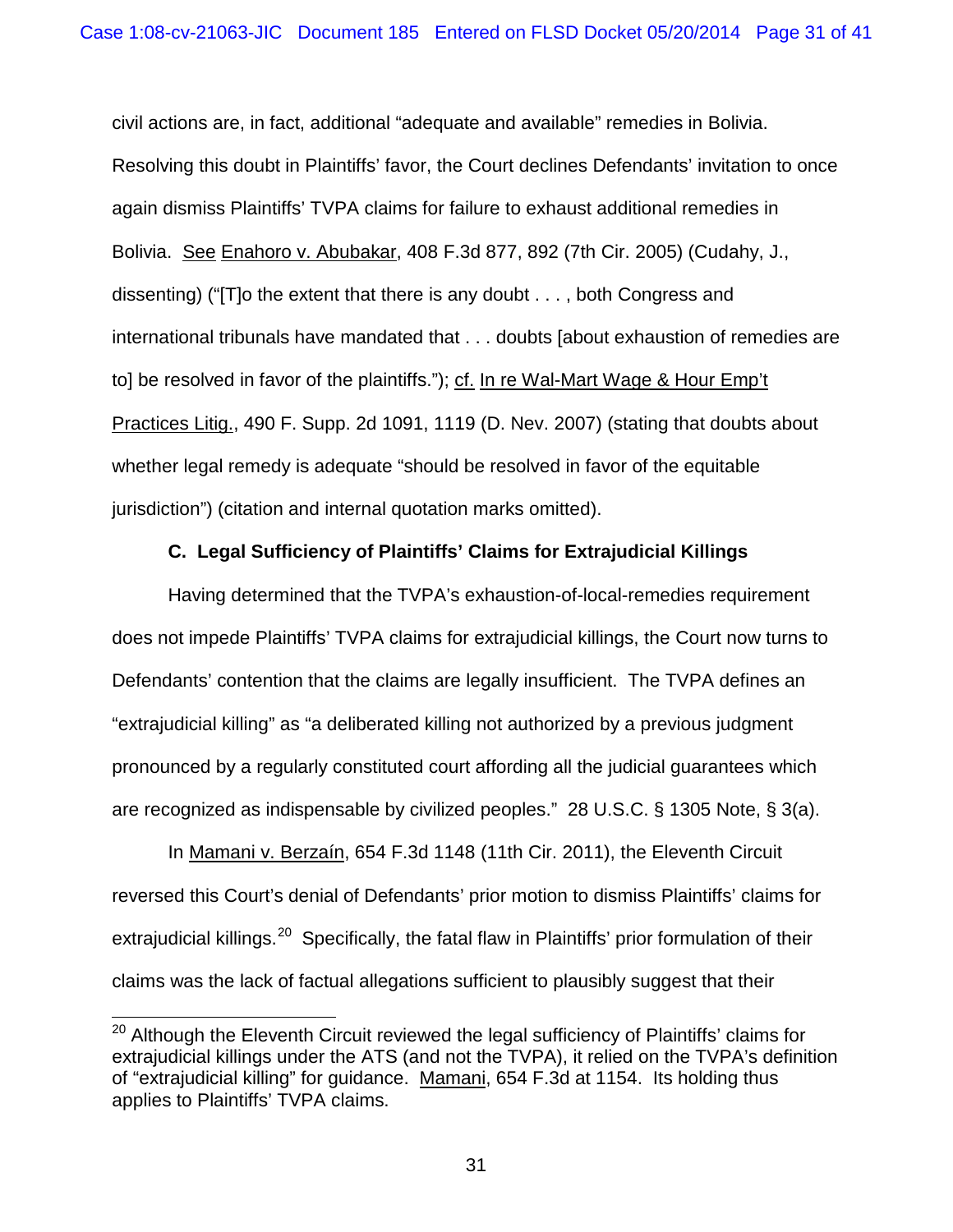civil actions are, in fact, additional "adequate and available" remedies in Bolivia. Resolving this doubt in Plaintiffs' favor, the Court declines Defendants' invitation to once again dismiss Plaintiffs' TVPA claims for failure to exhaust additional remedies in Bolivia. See Enahoro v. Abubakar, 408 F.3d 877, 892 (7th Cir. 2005) (Cudahy, J., dissenting) ("[T]o the extent that there is any doubt . . . , both Congress and international tribunals have mandated that . . . doubts [about exhaustion of remedies are to] be resolved in favor of the plaintiffs."); cf. In re Wal-Mart Wage & Hour Emp't Practices Litig., 490 F. Supp. 2d 1091, 1119 (D. Nev. 2007) (stating that doubts about whether legal remedy is adequate "should be resolved in favor of the equitable jurisdiction") (citation and internal quotation marks omitted).

**C. Legal Sufficiency of Plaintiffs' Claims for Extrajudicial Killings**

Having determined that the TVPA's exhaustion-of-local-remedies requirement does not impede Plaintiffs' TVPA claims for extrajudicial killings, the Court now turns to Defendants' contention that the claims are legally insufficient. The TVPA defines an "extrajudicial killing" as "a deliberated killing not authorized by a previous judgment pronounced by a regularly constituted court affording all the judicial guarantees which are recognized as indispensable by civilized peoples." 28 U.S.C. § 1305 Note, § 3(a).

In Mamani v. Berzaín, 654 F.3d 1148 (11th Cir. 2011), the Eleventh Circuit reversed this Court's denial of Defendants' prior motion to dismiss Plaintiffs' claims for extrajudicial killings.[20] Specifically, the fatal flaw in Plaintiffs' prior formulation of their claims was the lack of factual allegations sufficient to plausibly suggest that their

[20] Although the Eleventh Circuit reviewed the legal sufficiency of Plaintiffs' claims for extrajudicial killings under the ATS (and not the TVPA), it relied on the TVPA's definition of "extrajudicial killing" for guidance. Mamani, 654 F.3d at 1154. Its holding thus applies to Plaintiffs' TVPA claims.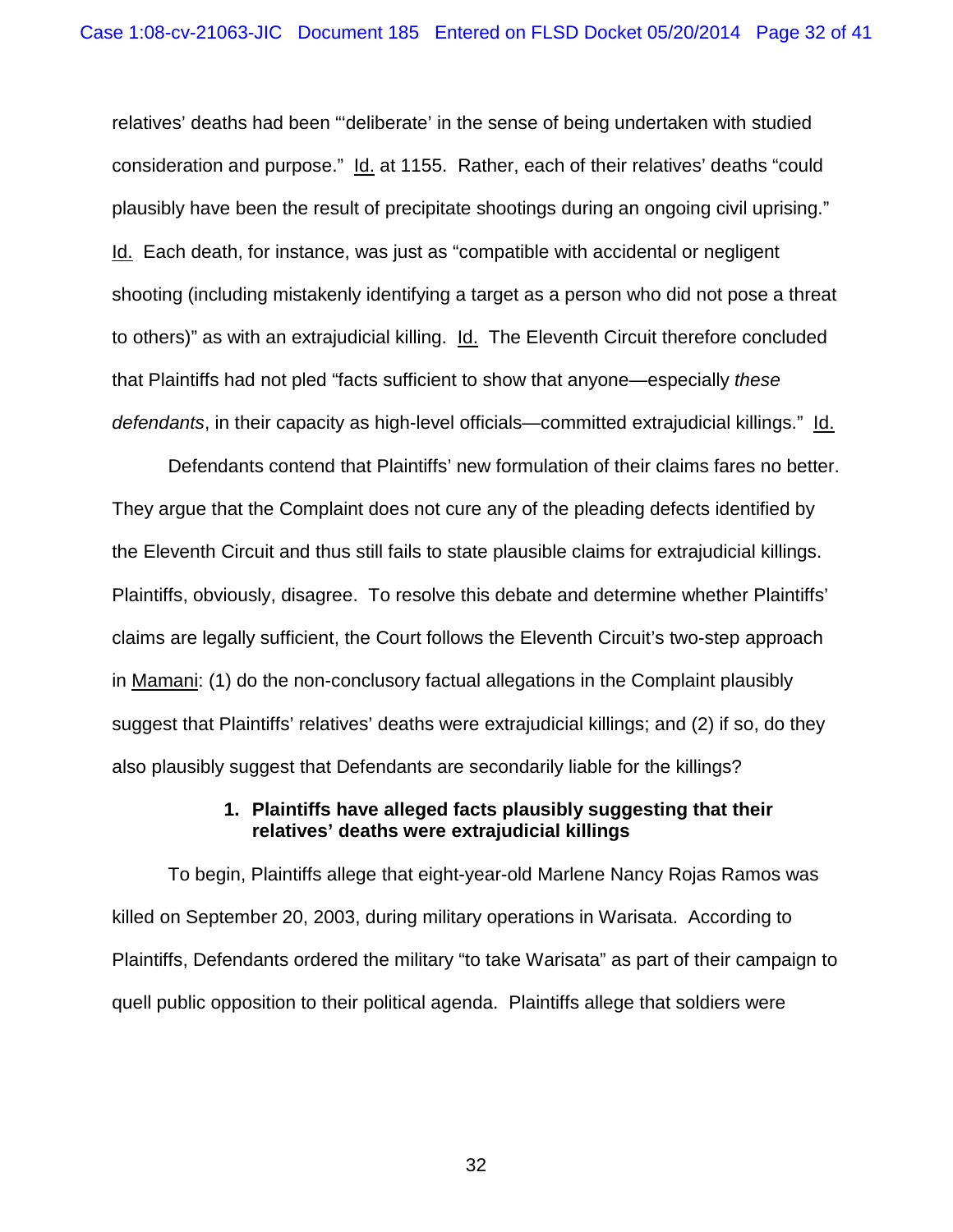relatives' deaths had been "'deliberate' in the sense of being undertaken with studied consideration and purpose." Id. at 1155. Rather, each of their relatives' deaths "could plausibly have been the result of precipitate shootings during an ongoing civil uprising." Id. Each death, for instance, was just as "compatible with accidental or negligent shooting (including mistakenly identifying a target as a person who did not pose a threat to others)" as with an extrajudicial killing. Id. The Eleventh Circuit therefore concluded that Plaintiffs had not pled "facts sufficient to show that anyone—especially *these defendants*, in their capacity as high-level officials—committed extrajudicial killings." Id.

Defendants contend that Plaintiffs' new formulation of their claims fares no better. They argue that the Complaint does not cure any of the pleading defects identified by the Eleventh Circuit and thus still fails to state plausible claims for extrajudicial killings. Plaintiffs, obviously, disagree. To resolve this debate and determine whether Plaintiffs' claims are legally sufficient, the Court follows the Eleventh Circuit's two-step approach in Mamani: (1) do the non-conclusory factual allegations in the Complaint plausibly suggest that Plaintiffs' relatives' deaths were extrajudicial killings; and (2) if so, do they also plausibly suggest that Defendants are secondarily liable for the killings?

**1. Plaintiffs have alleged facts plausibly suggesting that their relatives' deaths were extrajudicial killings**

To begin, Plaintiffs allege that eight-year-old Marlene Nancy Rojas Ramos was killed on September 20, 2003, during military operations in Warisata. According to Plaintiffs, Defendants ordered the military "to take Warisata" as part of their campaign to quell public opposition to their political agenda. Plaintiffs allege that soldiers were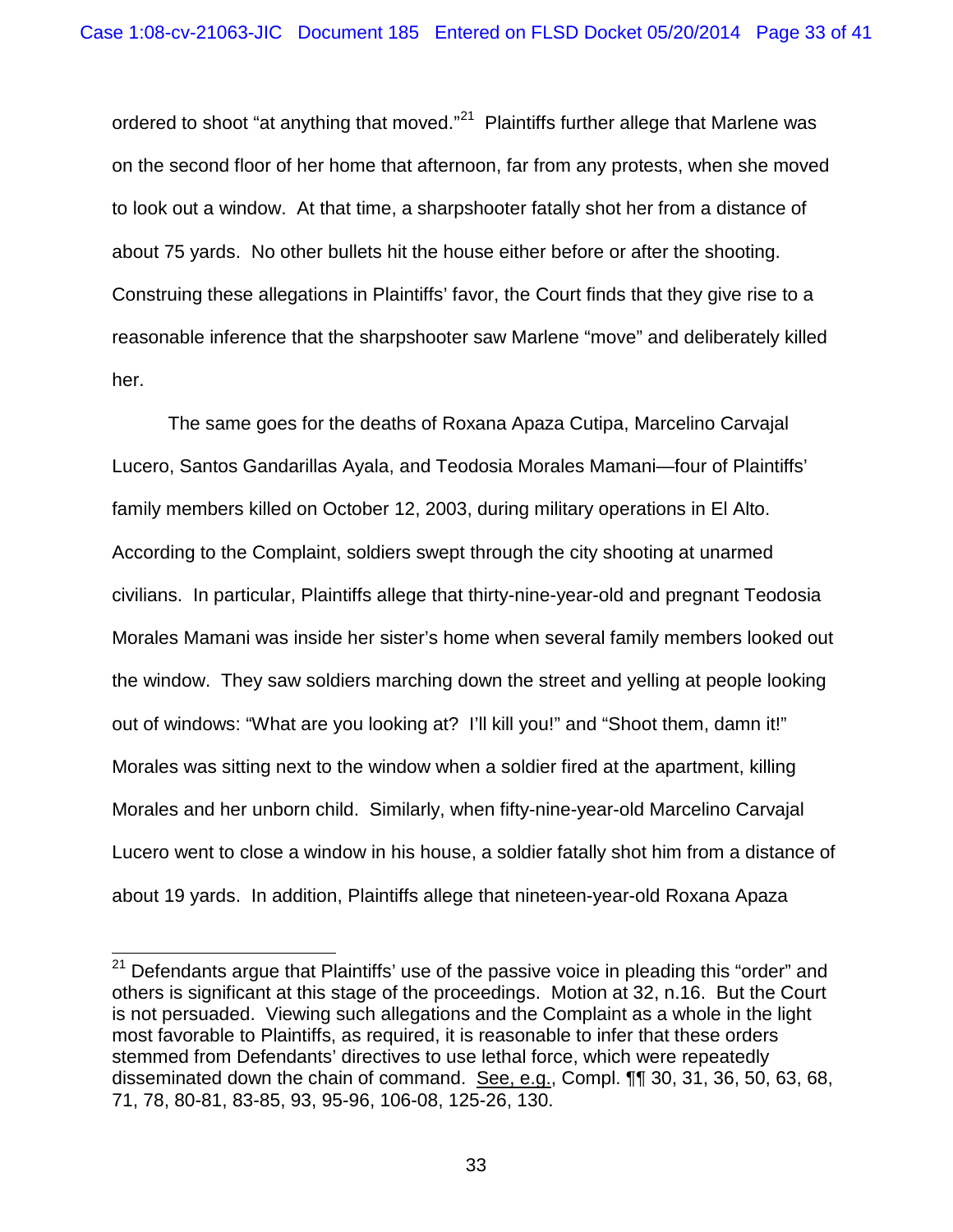ordered to shoot "at anything that moved."[21] Plaintiffs further allege that Marlene was on the second floor of her home that afternoon, far from any protests, when she moved to look out a window. At that time, a sharpshooter fatally shot her from a distance of about 75 yards. No other bullets hit the house either before or after the shooting. Construing these allegations in Plaintiffs' favor, the Court finds that they give rise to a reasonable inference that the sharpshooter saw Marlene "move" and deliberately killed her.

The same goes for the deaths of Roxana Apaza Cutipa, Marcelino Carvajal Lucero, Santos Gandarillas Ayala, and Teodosia Morales Mamani—four of Plaintiffs' family members killed on October 12, 2003, during military operations in El Alto. According to the Complaint, soldiers swept through the city shooting at unarmed civilians. In particular, Plaintiffs allege that thirty-nine-year-old and pregnant Teodosia Morales Mamani was inside her sister's home when several family members looked out the window. They saw soldiers marching down the street and yelling at people looking out of windows: "What are you looking at? I'll kill you!" and "Shoot them, damn it!" Morales was sitting next to the window when a soldier fired at the apartment, killing Morales and her unborn child. Similarly, when fifty-nine-year-old Marcelino Carvajal Lucero went to close a window in his house, a soldier fatally shot him from a distance of about 19 yards. In addition, Plaintiffs allege that nineteen-year-old Roxana Apaza

---

[21] Defendants argue that Plaintiffs' use of the passive voice in pleading this "order" and others is significant at this stage of the proceedings. Motion at 32, n.16. But the Court is not persuaded. Viewing such allegations and the Complaint as a whole in the light most favorable to Plaintiffs, as required, it is reasonable to infer that these orders stemmed from Defendants' directives to use lethal force, which were repeatedly disseminated down the chain of command. See, e.g., Compl. ¶¶ 30, 31, 36, 50, 63, 68, 71, 78, 80-81, 83-85, 93, 95-96, 106-08, 125-26, 130.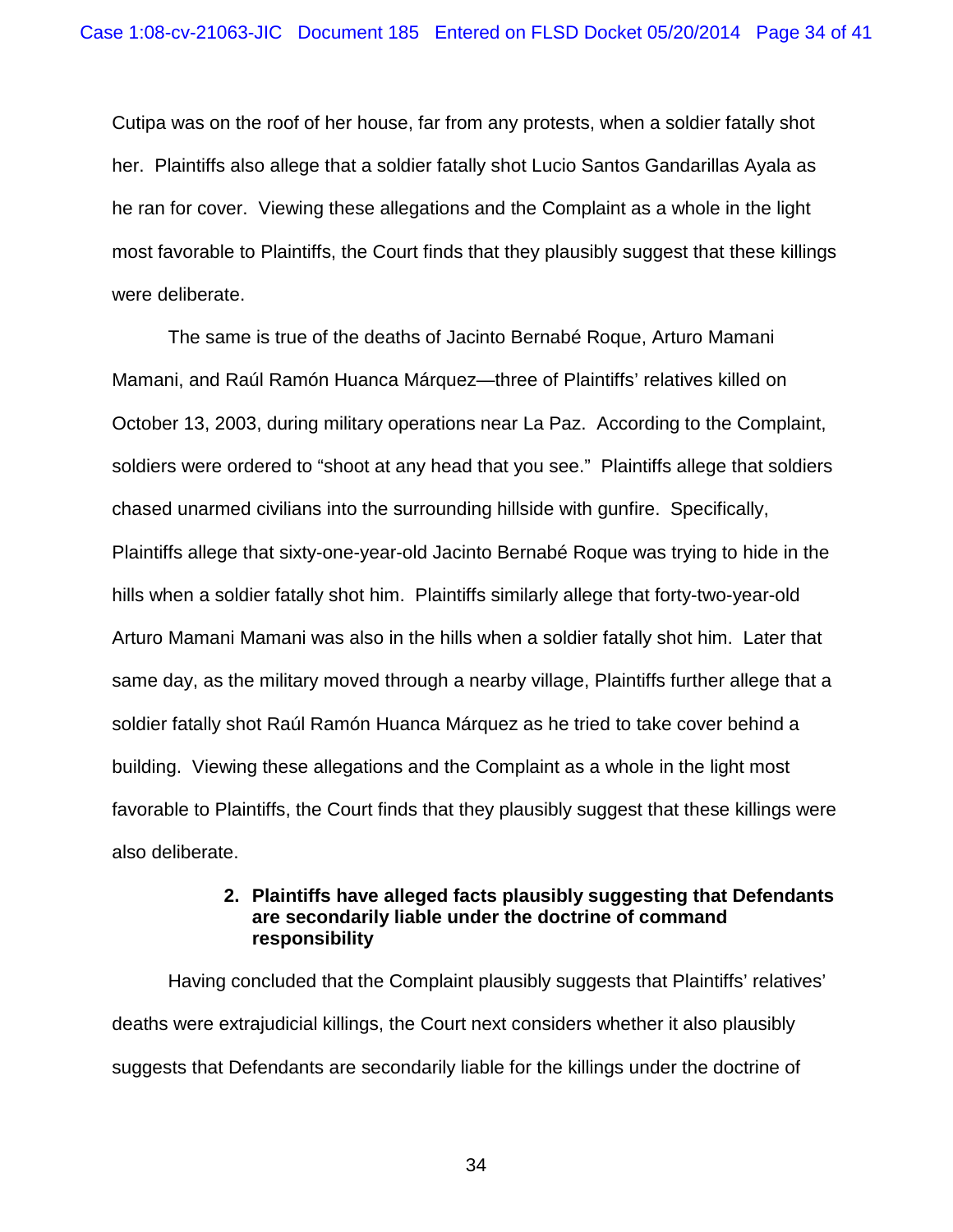Cutipa was on the roof of her house, far from any protests, when a soldier fatally shot her. Plaintiffs also allege that a soldier fatally shot Lucio Santos Gandarillas Ayala as he ran for cover. Viewing these allegations and the Complaint as a whole in the light most favorable to Plaintiffs, the Court finds that they plausibly suggest that these killings were deliberate.

The same is true of the deaths of Jacinto Bernabé Roque, Arturo Mamani Mamani, and Raúl Ramón Huanca Márquez—three of Plaintiffs' relatives killed on October 13, 2003, during military operations near La Paz. According to the Complaint, soldiers were ordered to "shoot at any head that you see." Plaintiffs allege that soldiers chased unarmed civilians into the surrounding hillside with gunfire. Specifically, Plaintiffs allege that sixty-one-year-old Jacinto Bernabé Roque was trying to hide in the hills when a soldier fatally shot him. Plaintiffs similarly allege that forty-two-year-old Arturo Mamani Mamani was also in the hills when a soldier fatally shot him. Later that same day, as the military moved through a nearby village, Plaintiffs further allege that a soldier fatally shot Raúl Ramón Huanca Márquez as he tried to take cover behind a building. Viewing these allegations and the Complaint as a whole in the light most favorable to Plaintiffs, the Court finds that they plausibly suggest that these killings were also deliberate.

### 2. Plaintiffs have alleged facts plausibly suggesting that Defendants are secondarily liable under the doctrine of command responsibility

Having concluded that the Complaint plausibly suggests that Plaintiffs' relatives' deaths were extrajudicial killings, the Court next considers whether it also plausibly suggests that Defendants are secondarily liable for the killings under the doctrine of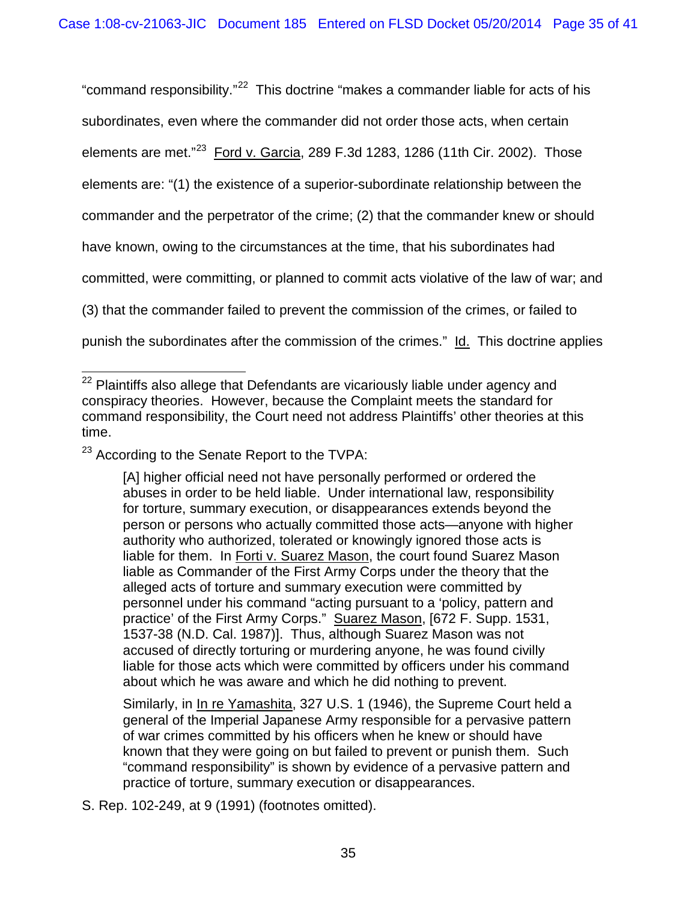"command responsibility."[22] This doctrine "makes a commander liable for acts of his subordinates, even where the commander did not order those acts, when certain elements are met."[23] Ford v. Garcia, 289 F.3d 1283, 1286 (11th Cir. 2002). Those elements are: "(1) the existence of a superior-subordinate relationship between the commander and the perpetrator of the crime; (2) that the commander knew or should have known, owing to the circumstances at the time, that his subordinates had committed, were committing, or planned to commit acts violative of the law of war; and (3) that the commander failed to prevent the commission of the crimes, or failed to punish the subordinates after the commission of the crimes." Id. This doctrine applies

---

[22] Plaintiffs also allege that Defendants are vicariously liable under agency and conspiracy theories. However, because the Complaint meets the standard for command responsibility, the Court need not address Plaintiffs' other theories at this time.

[23] According to the Senate Report to the TVPA:

> [A] higher official need not have personally performed or ordered the abuses in order to be held liable. Under international law, responsibility for torture, summary execution, or disappearances extends beyond the person or persons who actually committed those acts—anyone with higher authority who authorized, tolerated or knowingly ignored those acts is liable for them. In Forti v. Suarez Mason, the court found Suarez Mason liable as Commander of the First Army Corps under the theory that the alleged acts of torture and summary execution were committed by personnel under his command "acting pursuant to a 'policy, pattern and practice' of the First Army Corps." Suarez Mason, [672 F. Supp. 1531, 1537-38 (N.D. Cal. 1987)]. Thus, although Suarez Mason was not accused of directly torturing or murdering anyone, he was found civilly liable for those acts which were committed by officers under his command about which he was aware and which he did nothing to prevent.
>
> Similarly, in In re Yamashita, 327 U.S. 1 (1946), the Supreme Court held a general of the Imperial Japanese Army responsible for a pervasive pattern of war crimes committed by his officers when he knew or should have known that they were going on but failed to prevent or punish them. Such "command responsibility" is shown by evidence of a pervasive pattern and practice of torture, summary execution or disappearances.

S. Rep. 102-249, at 9 (1991) (footnotes omitted).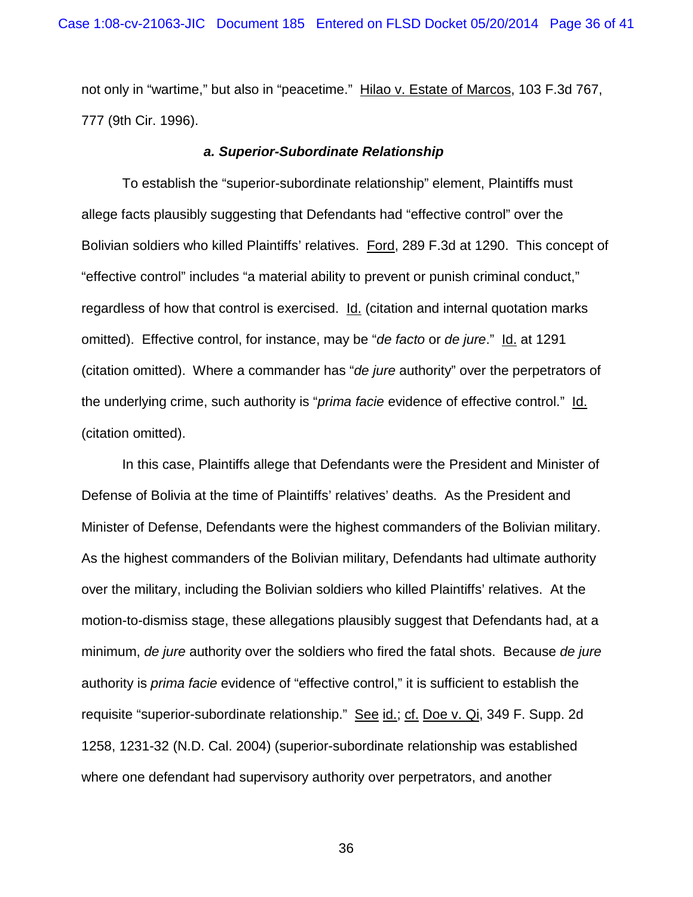not only in "wartime," but also in "peacetime." Hilao v. Estate of Marcos, 103 F.3d 767, 777 (9th Cir. 1996).

***a. Superior-Subordinate Relationship***

To establish the "superior-subordinate relationship" element, Plaintiffs must allege facts plausibly suggesting that Defendants had "effective control" over the Bolivian soldiers who killed Plaintiffs' relatives. Ford, 289 F.3d at 1290. This concept of "effective control" includes "a material ability to prevent or punish criminal conduct," regardless of how that control is exercised. Id. (citation and internal quotation marks omitted). Effective control, for instance, may be "*de facto* or *de jure*." Id. at 1291 (citation omitted). Where a commander has "*de jure* authority" over the perpetrators of the underlying crime, such authority is "*prima facie* evidence of effective control." Id. (citation omitted).

In this case, Plaintiffs allege that Defendants were the President and Minister of Defense of Bolivia at the time of Plaintiffs' relatives' deaths. As the President and Minister of Defense, Defendants were the highest commanders of the Bolivian military. As the highest commanders of the Bolivian military, Defendants had ultimate authority over the military, including the Bolivian soldiers who killed Plaintiffs' relatives. At the motion-to-dismiss stage, these allegations plausibly suggest that Defendants had, at a minimum, *de jure* authority over the soldiers who fired the fatal shots. Because *de jure* authority is *prima facie* evidence of "effective control," it is sufficient to establish the requisite "superior-subordinate relationship." See id.; cf. Doe v. Qi, 349 F. Supp. 2d 1258, 1231-32 (N.D. Cal. 2004) (superior-subordinate relationship was established where one defendant had supervisory authority over perpetrators, and another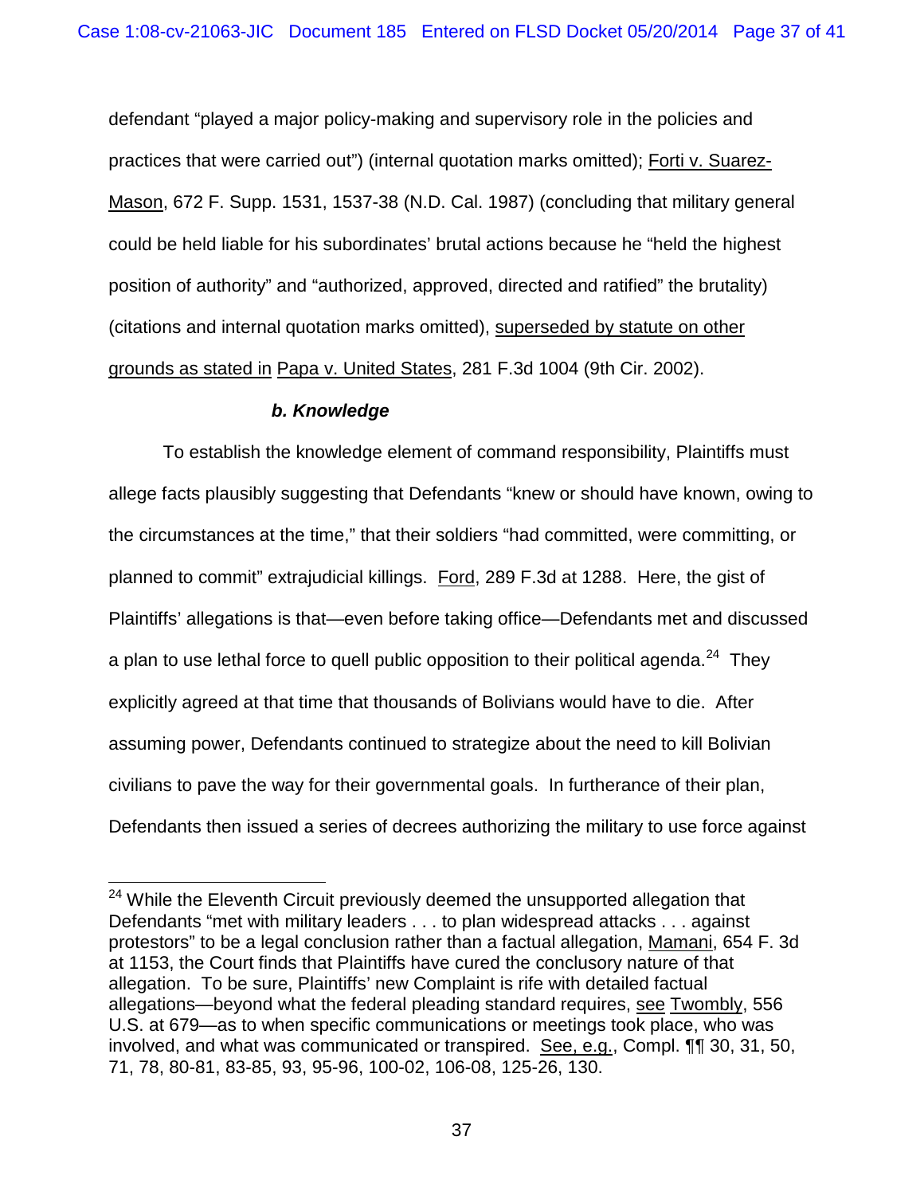defendant "played a major policy-making and supervisory role in the policies and practices that were carried out") (internal quotation marks omitted); Forti v. Suarez-Mason, 672 F. Supp. 1531, 1537-38 (N.D. Cal. 1987) (concluding that military general could be held liable for his subordinates' brutal actions because he "held the highest position of authority" and "authorized, approved, directed and ratified" the brutality) (citations and internal quotation marks omitted), superseded by statute on other grounds as stated in Papa v. United States, 281 F.3d 1004 (9th Cir. 2002).

***b. Knowledge***

To establish the knowledge element of command responsibility, Plaintiffs must allege facts plausibly suggesting that Defendants "knew or should have known, owing to the circumstances at the time," that their soldiers "had committed, were committing, or planned to commit" extrajudicial killings. Ford, 289 F.3d at 1288. Here, the gist of Plaintiffs' allegations is that—even before taking office—Defendants met and discussed a plan to use lethal force to quell public opposition to their political agenda.[24] They explicitly agreed at that time that thousands of Bolivians would have to die. After assuming power, Defendants continued to strategize about the need to kill Bolivian civilians to pave the way for their governmental goals. In furtherance of their plan, Defendants then issued a series of decrees authorizing the military to use force against

---

[24] While the Eleventh Circuit previously deemed the unsupported allegation that Defendants "met with military leaders . . . to plan widespread attacks . . . against protestors" to be a legal conclusion rather than a factual allegation, Mamani, 654 F. 3d at 1153, the Court finds that Plaintiffs have cured the conclusory nature of that allegation. To be sure, Plaintiffs' new Complaint is rife with detailed factual allegations—beyond what the federal pleading standard requires, see Twombly, 556 U.S. at 679—as to when specific communications or meetings took place, who was involved, and what was communicated or transpired. See, e.g., Compl. ¶¶ 30, 31, 50, 71, 78, 80-81, 83-85, 93, 95-96, 100-02, 106-08, 125-26, 130.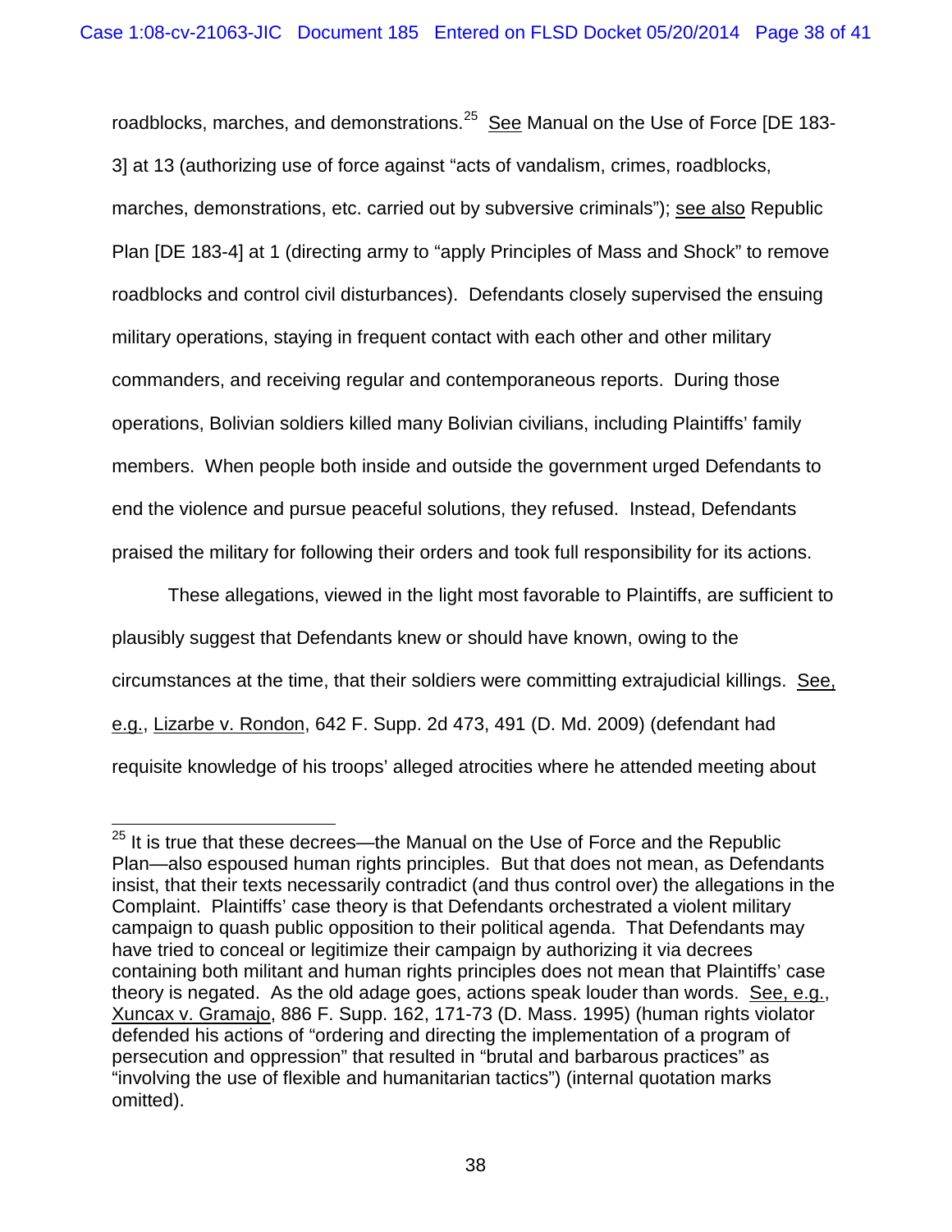roadblocks, marches, and demonstrations.[25] See Manual on the Use of Force [DE 183-3] at 13 (authorizing use of force against "acts of vandalism, crimes, roadblocks, marches, demonstrations, etc. carried out by subversive criminals"); see also Republic Plan [DE 183-4] at 1 (directing army to "apply Principles of Mass and Shock" to remove roadblocks and control civil disturbances). Defendants closely supervised the ensuing military operations, staying in frequent contact with each other and other military commanders, and receiving regular and contemporaneous reports. During those operations, Bolivian soldiers killed many Bolivian civilians, including Plaintiffs' family members. When people both inside and outside the government urged Defendants to end the violence and pursue peaceful solutions, they refused. Instead, Defendants praised the military for following their orders and took full responsibility for its actions.

These allegations, viewed in the light most favorable to Plaintiffs, are sufficient to plausibly suggest that Defendants knew or should have known, owing to the circumstances at the time, that their soldiers were committing extrajudicial killings. See, e.g., Lizarbe v. Rondon, 642 F. Supp. 2d 473, 491 (D. Md. 2009) (defendant had requisite knowledge of his troops' alleged atrocities where he attended meeting about

---

[25] It is true that these decrees—the Manual on the Use of Force and the Republic Plan—also espoused human rights principles. But that does not mean, as Defendants insist, that their texts necessarily contradict (and thus control over) the allegations in the Complaint. Plaintiffs' case theory is that Defendants orchestrated a violent military campaign to quash public opposition to their political agenda. That Defendants may have tried to conceal or legitimize their campaign by authorizing it via decrees containing both militant and human rights principles does not mean that Plaintiffs' case theory is negated. As the old adage goes, actions speak louder than words. See, e.g., Xuncax v. Gramajo, 886 F. Supp. 162, 171-73 (D. Mass. 1995) (human rights violator defended his actions of "ordering and directing the implementation of a program of persecution and oppression" that resulted in "brutal and barbarous practices" as "involving the use of flexible and humanitarian tactics") (internal quotation marks omitted).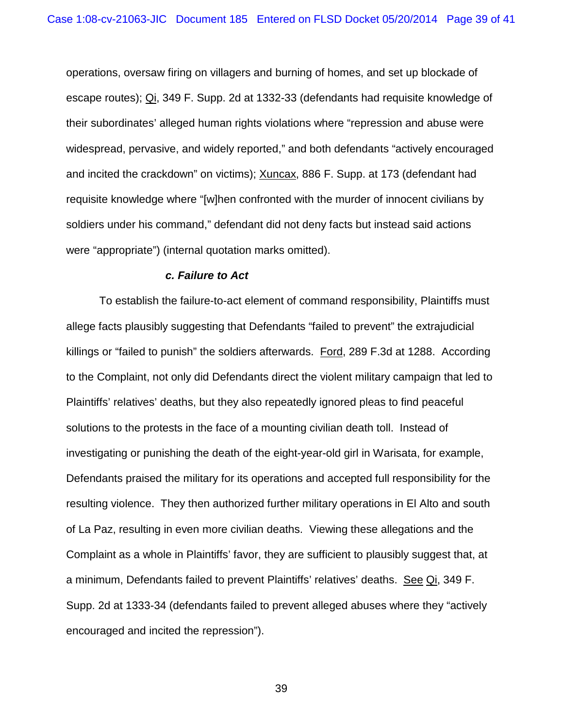operations, oversaw firing on villagers and burning of homes, and set up blockade of escape routes); Qi, 349 F. Supp. 2d at 1332-33 (defendants had requisite knowledge of their subordinates' alleged human rights violations where "repression and abuse were widespread, pervasive, and widely reported," and both defendants "actively encouraged and incited the crackdown" on victims); Xuncax, 886 F. Supp. at 173 (defendant had requisite knowledge where "[w]hen confronted with the murder of innocent civilians by soldiers under his command," defendant did not deny facts but instead said actions were "appropriate") (internal quotation marks omitted).

***c. Failure to Act***

To establish the failure-to-act element of command responsibility, Plaintiffs must allege facts plausibly suggesting that Defendants "failed to prevent" the extrajudicial killings or "failed to punish" the soldiers afterwards. Ford, 289 F.3d at 1288. According to the Complaint, not only did Defendants direct the violent military campaign that led to Plaintiffs' relatives' deaths, but they also repeatedly ignored pleas to find peaceful solutions to the protests in the face of a mounting civilian death toll. Instead of investigating or punishing the death of the eight-year-old girl in Warisata, for example, Defendants praised the military for its operations and accepted full responsibility for the resulting violence. They then authorized further military operations in El Alto and south of La Paz, resulting in even more civilian deaths. Viewing these allegations and the Complaint as a whole in Plaintiffs' favor, they are sufficient to plausibly suggest that, at a minimum, Defendants failed to prevent Plaintiffs' relatives' deaths. See Qi, 349 F. Supp. 2d at 1333-34 (defendants failed to prevent alleged abuses where they "actively encouraged and incited the repression").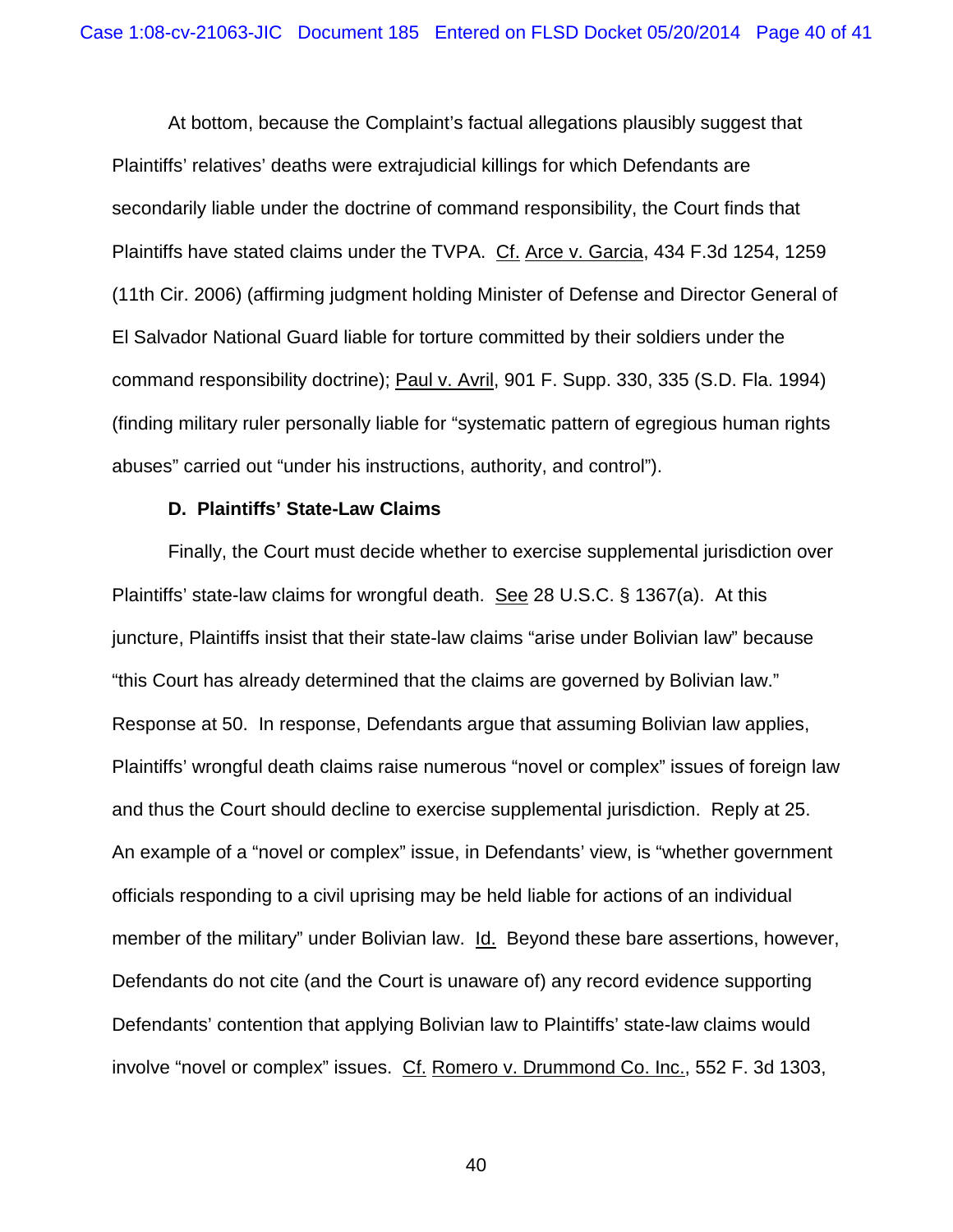At bottom, because the Complaint's factual allegations plausibly suggest that Plaintiffs' relatives' deaths were extrajudicial killings for which Defendants are secondarily liable under the doctrine of command responsibility, the Court finds that Plaintiffs have stated claims under the TVPA. Cf. Arce v. Garcia, 434 F.3d 1254, 1259 (11th Cir. 2006) (affirming judgment holding Minister of Defense and Director General of El Salvador National Guard liable for torture committed by their soldiers under the command responsibility doctrine); Paul v. Avril, 901 F. Supp. 330, 335 (S.D. Fla. 1994) (finding military ruler personally liable for "systematic pattern of egregious human rights abuses" carried out "under his instructions, authority, and control").

**D. Plaintiffs' State-Law Claims**

Finally, the Court must decide whether to exercise supplemental jurisdiction over Plaintiffs' state-law claims for wrongful death. See 28 U.S.C. § 1367(a). At this juncture, Plaintiffs insist that their state-law claims "arise under Bolivian law" because "this Court has already determined that the claims are governed by Bolivian law." Response at 50. In response, Defendants argue that assuming Bolivian law applies, Plaintiffs' wrongful death claims raise numerous "novel or complex" issues of foreign law and thus the Court should decline to exercise supplemental jurisdiction. Reply at 25. An example of a "novel or complex" issue, in Defendants' view, is "whether government officials responding to a civil uprising may be held liable for actions of an individual member of the military" under Bolivian law. Id. Beyond these bare assertions, however, Defendants do not cite (and the Court is unaware of) any record evidence supporting Defendants' contention that applying Bolivian law to Plaintiffs' state-law claims would involve "novel or complex" issues. Cf. Romero v. Drummond Co. Inc., 552 F. 3d 1303,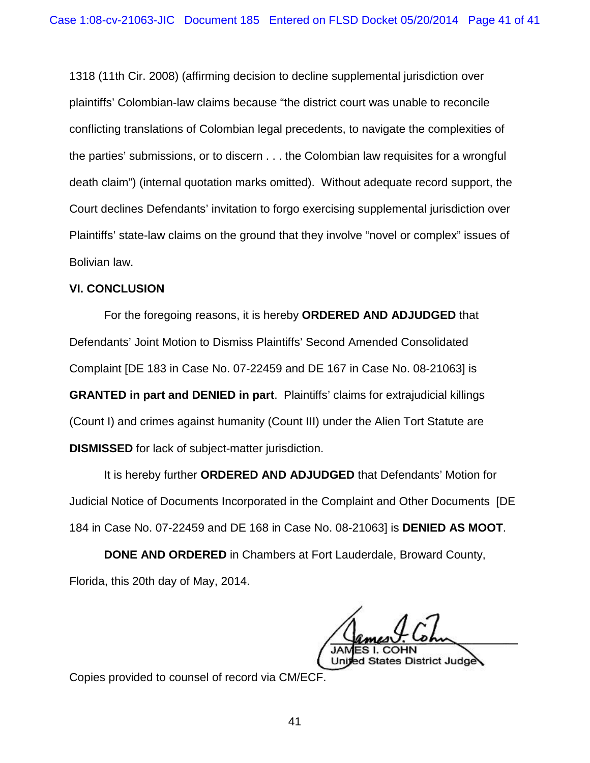1318 (11th Cir. 2008) (affirming decision to decline supplemental jurisdiction over plaintiffs' Colombian-law claims because "the district court was unable to reconcile conflicting translations of Colombian legal precedents, to navigate the complexities of the parties' submissions, or to discern . . . the Colombian law requisites for a wrongful death claim") (internal quotation marks omitted). Without adequate record support, the Court declines Defendants' invitation to forgo exercising supplemental jurisdiction over Plaintiffs' state-law claims on the ground that they involve "novel or complex" issues of Bolivian law.

**VI. CONCLUSION**

For the foregoing reasons, it is hereby **ORDERED AND ADJUDGED** that Defendants' Joint Motion to Dismiss Plaintiffs' Second Amended Consolidated Complaint [DE 183 in Case No. 07-22459 and DE 167 in Case No. 08-21063] is **GRANTED in part and DENIED in part**. Plaintiffs' claims for extrajudicial killings (Count I) and crimes against humanity (Count III) under the Alien Tort Statute are **DISMISSED** for lack of subject-matter jurisdiction.

It is hereby further **ORDERED AND ADJUDGED** that Defendants' Motion for Judicial Notice of Documents Incorporated in the Complaint and Other Documents [DE 184 in Case No. 07-22459 and DE 168 in Case No. 08-21063] is **DENIED AS MOOT**.

**DONE AND ORDERED** in Chambers at Fort Lauderdale, Broward County, Florida, this 20th day of May, 2014.

JAMES I. COHN
United States District Judge

Copies provided to counsel of record via CM/ECF.